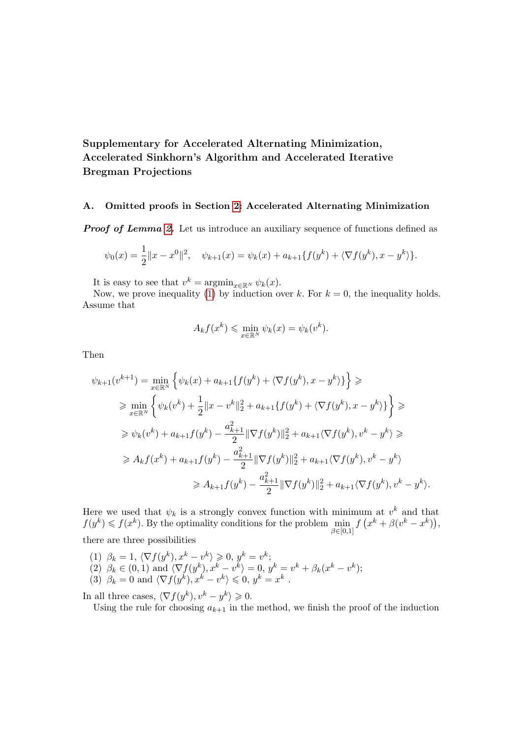# Supplementary for Accelerated Alternating Minimization, Accelerated Sinkhorn's Algorithm and Accelerated Iterative Bregman Projections

## A. Omitted proofs in Section 2: Accelerated Alternating Minimization

***Proof of Lemma 2.*** Let us introduce an auxiliary sequence of functions defined as

$$\psi_0(x) = \frac{1}{2}\|x - x^0\|^2, \quad \psi_{k+1}(x) = \psi_k(x) + a_{k+1}\{f(y^k) + \langle \nabla f(y^k), x - y^k \rangle\}.$$

It is easy to see that $v^k = \operatorname{argmin}_{x \in \mathbb{R}^N} \psi_k(x)$.

Now, we prove inequality (1) by induction over $k$. For $k = 0$, the inequality holds. Assume that

$$A_k f(x^k) \leqslant \min_{x \in \mathbb{R}^N} \psi_k(x) = \psi_k(v^k).$$

Then

$$\begin{aligned}
\psi_{k+1}(v^{k+1}) &= \min_{x \in \mathbb{R}^N} \left\{ \psi_k(x) + a_{k+1}\{f(y^k) + \langle \nabla f(y^k), x - y^k \rangle\} \right\} \geqslant \\
&\geqslant \min_{x \in \mathbb{R}^N} \left\{ \psi_k(v^k) + \frac{1}{2}\|x - v^k\|_2^2 + a_{k+1}\{f(y^k) + \langle \nabla f(y^k), x - y^k \rangle\} \right\} \geqslant \\
&\geqslant \psi_k(v^k) + a_{k+1} f(y^k) - \frac{a_{k+1}^2}{2}\|\nabla f(y^k)\|_2^2 + a_{k+1}\langle \nabla f(y^k), v^k - y^k \rangle \geqslant \\
&\geqslant A_k f(x^k) + a_{k+1} f(y^k) - \frac{a_{k+1}^2}{2}\|\nabla f(y^k)\|_2^2 + a_{k+1}\langle \nabla f(y^k), v^k - y^k \rangle \\
&\qquad \geqslant A_{k+1} f(y^k) - \frac{a_{k+1}^2}{2}\|\nabla f(y^k)\|_2^2 + a_{k+1}\langle \nabla f(y^k), v^k - y^k \rangle.
\end{aligned}$$

Here we used that $\psi_k$ is a strongly convex function with minimum at $v^k$ and that $f(y^k) \leqslant f(x^k)$. By the optimality conditions for the problem $\min\limits_{\beta \in [0,1]} f\left(x^k + \beta(v^k - x^k)\right)$, there are three possibilities

(1) $\beta_k = 1$, $\langle \nabla f(y^k), x^k - v^k \rangle \geqslant 0$, $y^k = v^k$;
(2) $\beta_k \in (0, 1)$ and $\langle \nabla f(y^k), x^k - v^k \rangle = 0$, $y^k = v^k + \beta_k(x^k - v^k)$;
(3) $\beta_k = 0$ and $\langle \nabla f(y^k), x^k - v^k \rangle \leqslant 0$, $y^k = x^k$ .

In all three cases, $\langle \nabla f(y^k), v^k - y^k \rangle \geqslant 0$.

Using the rule for choosing $a_{k+1}$ in the method, we finish the proof of the induction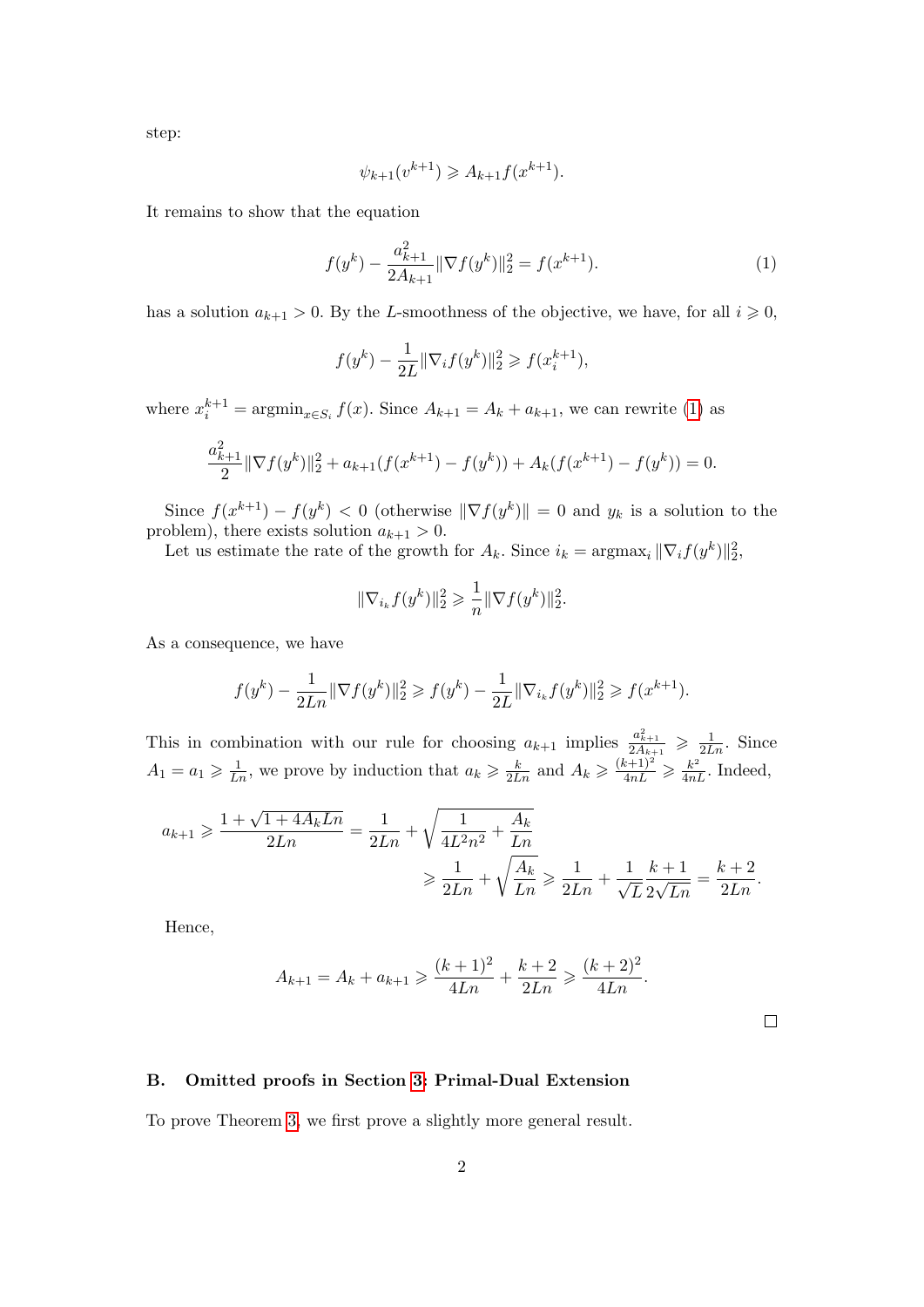step:

$$\psi_{k+1}(v^{k+1}) \geqslant A_{k+1} f(x^{k+1}).$$

It remains to show that the equation

$$f(y^k) - \frac{a_{k+1}^2}{2A_{k+1}} \|\nabla f(y^k)\|_2^2 = f(x^{k+1}). \tag{1}$$

has a solution $a_{k+1} > 0$. By the $L$-smoothness of the objective, we have, for all $i \geqslant 0$,

$$f(y^k) - \frac{1}{2L}\|\nabla_i f(y^k)\|_2^2 \geqslant f(x_i^{k+1}),$$

where $x_i^{k+1} = \operatorname{argmin}_{x \in S_i} f(x)$. Since $A_{k+1} = A_k + a_{k+1}$, we can rewrite (1) as

$$\frac{a_{k+1}^2}{2}\|\nabla f(y^k)\|_2^2 + a_{k+1}(f(x^{k+1}) - f(y^k)) + A_k(f(x^{k+1}) - f(y^k)) = 0.$$

Since $f(x^{k+1}) - f(y^k) < 0$ (otherwise $\|\nabla f(y^k)\| = 0$ and $y_k$ is a solution to the problem), there exists solution $a_{k+1} > 0$.

Let us estimate the rate of the growth for $A_k$. Since $i_k = \operatorname{argmax}_i \|\nabla_i f(y^k)\|_2^2$,

$$\|\nabla_{i_k} f(y^k)\|_2^2 \geqslant \frac{1}{n}\|\nabla f(y^k)\|_2^2.$$

As a consequence, we have

$$f(y^k) - \frac{1}{2Ln}\|\nabla f(y^k)\|_2^2 \geqslant f(y^k) - \frac{1}{2L}\|\nabla_{i_k} f(y^k)\|_2^2 \geqslant f(x^{k+1}).$$

This in combination with our rule for choosing $a_{k+1}$ implies $\frac{a_{k+1}^2}{2A_{k+1}} \geqslant \frac{1}{2Ln}$. Since $A_1 = a_1 \geqslant \frac{1}{Ln}$, we prove by induction that $a_k \geqslant \frac{k}{2Ln}$ and $A_k \geqslant \frac{(k+1)^2}{4nL} \geqslant \frac{k^2}{4nL}$. Indeed,

$$\begin{aligned}
a_{k+1} \geqslant \frac{1 + \sqrt{1 + 4A_k Ln}}{2Ln} = \frac{1}{2Ln} + \sqrt{\frac{1}{4L^2n^2} + \frac{A_k}{Ln}} \\
\geqslant \frac{1}{2Ln} + \sqrt{\frac{A_k}{Ln}} \geqslant \frac{1}{2Ln} + \frac{1}{\sqrt{L}}\frac{k+1}{2\sqrt{Ln}} = \frac{k+2}{2Ln}.
\end{aligned}$$

Hence,

$$A_{k+1} = A_k + a_{k+1} \geqslant \frac{(k+1)^2}{4Ln} + \frac{k+2}{2Ln} \geqslant \frac{(k+2)^2}{4Ln}.$$

$\square$

## B. Omitted proofs in Section 3: Primal-Dual Extension

To prove Theorem 3, we first prove a slightly more general result.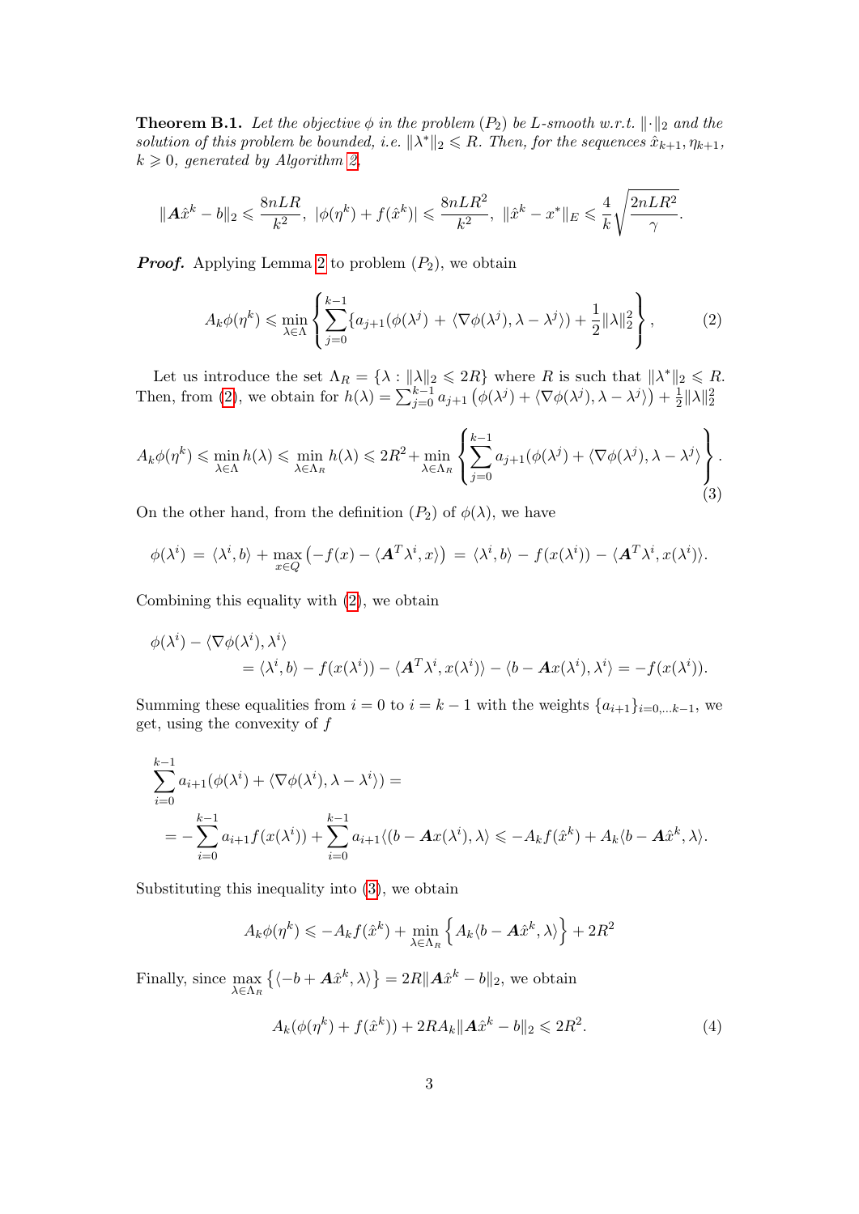**Theorem B.1.** *Let the objective $\phi$ in the problem $(P_2)$ be $L$-smooth w.r.t. $\|\cdot\|_2$ and the solution of this problem be bounded, i.e. $\|\lambda^*\|_2 \leqslant R$. Then, for the sequences $\hat{x}_{k+1}, \eta_{k+1}$, $k \geqslant 0$, generated by Algorithm 2,*

$$\|\boldsymbol{A}\hat{x}^k - b\|_2 \leqslant \frac{8nLR}{k^2}, \ |\phi(\eta^k) + f(\hat{x}^k)| \leqslant \frac{8nLR^2}{k^2}, \ \|\hat{x}^k - x^*\|_E \leqslant \frac{4}{k}\sqrt{\frac{2nLR^2}{\gamma}}.$$

***Proof.*** Applying Lemma 2 to problem $(P_2)$, we obtain

$$A_k \phi(\eta^k) \leqslant \min_{\lambda \in \Lambda} \left\{ \sum_{j=0}^{k-1} \{a_{j+1}(\phi(\lambda^j) + \langle \nabla\phi(\lambda^j), \lambda - \lambda^j\rangle) + \frac{1}{2}\|\lambda\|_2^2 \right\}, \tag{2}$$

Let us introduce the set $\Lambda_R = \{\lambda : \|\lambda\|_2 \leqslant 2R\}$ where $R$ is such that $\|\lambda^*\|_2 \leqslant R$. Then, from (2), we obtain for $h(\lambda) = \sum_{j=0}^{k-1} a_{j+1}\left(\phi(\lambda^j) + \langle\nabla\phi(\lambda^j), \lambda - \lambda^j\rangle\right) + \frac{1}{2}\|\lambda\|_2^2$

$$A_k\phi(\eta^k) \leqslant \min_{\lambda\in\Lambda} h(\lambda) \leqslant \min_{\lambda\in\Lambda_R} h(\lambda) \leqslant 2R^2 + \min_{\lambda\in\Lambda_R}\left\{\sum_{j=0}^{k-1} a_{j+1}(\phi(\lambda^j) + \langle\nabla\phi(\lambda^j), \lambda - \lambda^j\rangle\right\}. \tag{3}$$

On the other hand, from the definition $(P_2)$ of $\phi(\lambda)$, we have

$$\phi(\lambda^i) = \langle\lambda^i, b\rangle + \max_{x\in Q}\left(-f(x) - \langle\boldsymbol{A}^T\lambda^i, x\rangle\right) = \langle\lambda^i, b\rangle - f(x(\lambda^i)) - \langle\boldsymbol{A}^T\lambda^i, x(\lambda^i)\rangle.$$

Combining this equality with (2), we obtain

$$\begin{aligned}
\phi(\lambda^i) &- \langle\nabla\phi(\lambda^i), \lambda^i\rangle \\
&= \langle\lambda^i, b\rangle - f(x(\lambda^i)) - \langle\boldsymbol{A}^T\lambda^i, x(\lambda^i)\rangle - \langle b - \boldsymbol{A}x(\lambda^i), \lambda^i\rangle = -f(x(\lambda^i)).
\end{aligned}$$

Summing these equalities from $i = 0$ to $i = k-1$ with the weights $\{a_{i+1}\}_{i=0,\ldots k-1}$, we get, using the convexity of $f$

$$\begin{aligned}
&\sum_{i=0}^{k-1} a_{i+1}(\phi(\lambda^i) + \langle\nabla\phi(\lambda^i), \lambda - \lambda^i\rangle) = \\
&\quad = -\sum_{i=0}^{k-1} a_{i+1} f(x(\lambda^i)) + \sum_{i=0}^{k-1} a_{i+1}\langle(b - \boldsymbol{A}x(\lambda^i), \lambda\rangle \leqslant -A_k f(\hat{x}^k) + A_k\langle b - \boldsymbol{A}\hat{x}^k, \lambda\rangle.
\end{aligned}$$

Substituting this inequality into (3), we obtain

$$A_k\phi(\eta^k) \leqslant -A_k f(\hat{x}^k) + \min_{\lambda\in\Lambda_R}\left\{A_k\langle b - \boldsymbol{A}\hat{x}^k, \lambda\rangle\right\} + 2R^2$$

Finally, since $\max\limits_{\lambda\in\Lambda_R}\left\{\langle -b + \boldsymbol{A}\hat{x}^k, \lambda\rangle\right\} = 2R\|\boldsymbol{A}\hat{x}^k - b\|_2$, we obtain

$$A_k(\phi(\eta^k) + f(\hat{x}^k)) + 2RA_k\|\boldsymbol{A}\hat{x}^k - b\|_2 \leqslant 2R^2. \tag{4}$$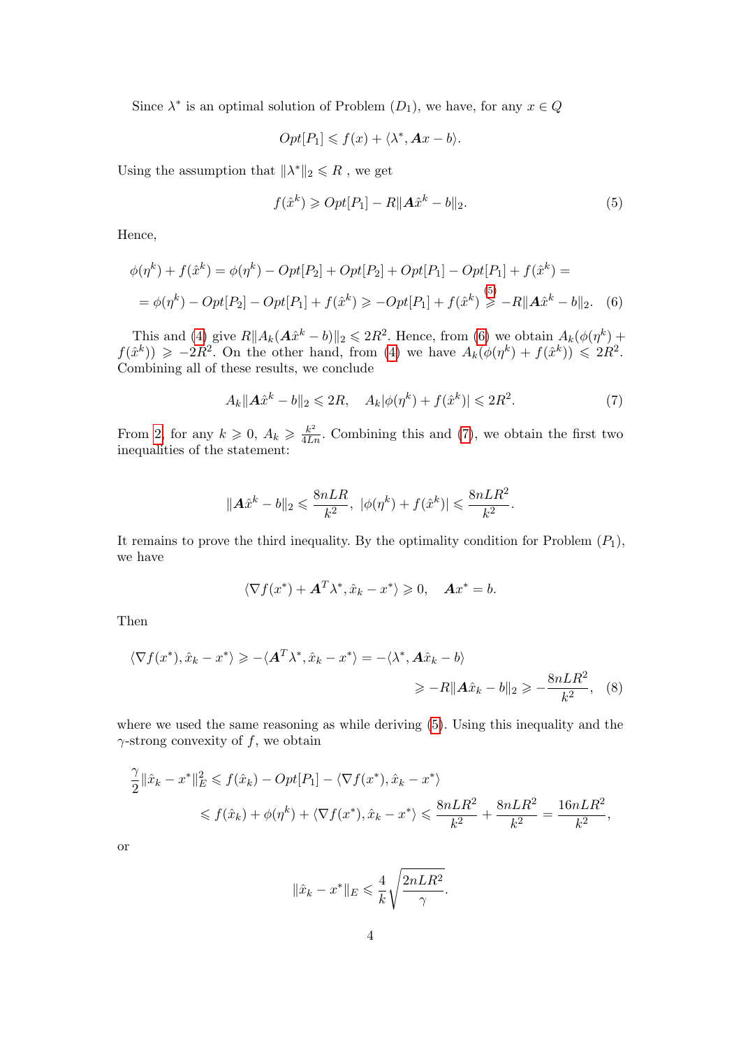Since $\lambda^*$ is an optimal solution of Problem $(D_1)$, we have, for any $x \in Q$

$$Opt[P_1] \leqslant f(x) + \langle \lambda^*, \boldsymbol{A}x - b \rangle.$$

Using the assumption that $\|\lambda^*\|_2 \leqslant R$ , we get

$$f(\hat{x}^k) \geqslant Opt[P_1] - R\|\boldsymbol{A}\hat{x}^k - b\|_2. \tag{5}$$

Hence,

$$\begin{aligned}\phi(\eta^k) + f(\hat{x}^k) &= \phi(\eta^k) - Opt[P_2] + Opt[P_2] + Opt[P_1] - Opt[P_1] + f(\hat{x}^k) = \\ &= \phi(\eta^k) - Opt[P_2] - Opt[P_1] + f(\hat{x}^k) \geqslant -Opt[P_1] + f(\hat{x}^k) \overset{(5)}{\geqslant} -R\|\boldsymbol{A}\hat{x}^k - b\|_2. \end{aligned} \tag{6}$$

This and (4) give $R\|A_k(\boldsymbol{A}\hat{x}^k - b)\|_2 \leqslant 2R^2$. Hence, from (6) we obtain $A_k(\phi(\eta^k) + f(\hat{x}^k)) \geqslant -2R^2$. On the other hand, from (4) we have $A_k(\phi(\eta^k) + f(\hat{x}^k)) \leqslant 2R^2$. Combining all of these results, we conclude

$$A_k\|\boldsymbol{A}\hat{x}^k - b\|_2 \leqslant 2R, \quad A_k|\phi(\eta^k) + f(\hat{x}^k)| \leqslant 2R^2. \tag{7}$$

From 2, for any $k \geqslant 0$, $A_k \geqslant \frac{k^2}{4Ln}$. Combining this and (7), we obtain the first two inequalities of the statement:

$$\|\boldsymbol{A}\hat{x}^k - b\|_2 \leqslant \frac{8nLR}{k^2}, \ |\phi(\eta^k) + f(\hat{x}^k)| \leqslant \frac{8nLR^2}{k^2}.$$

It remains to prove the third inequality. By the optimality condition for Problem $(P_1)$, we have

$$\langle \nabla f(x^*) + \boldsymbol{A}^T\lambda^*, \hat{x}_k - x^* \rangle \geqslant 0, \quad \boldsymbol{A}x^* = b.$$

Then

$$\begin{aligned}\langle \nabla f(x^*), \hat{x}_k - x^* \rangle \geqslant -\langle \boldsymbol{A}^T\lambda^*, \hat{x}_k - x^* \rangle = -\langle \lambda^*, \boldsymbol{A}\hat{x}_k - b \rangle \\ \geqslant -R\|\boldsymbol{A}\hat{x}_k - b\|_2 \geqslant -\frac{8nLR^2}{k^2}, \end{aligned} \tag{8}$$

where we used the same reasoning as while deriving (5). Using this inequality and the $\gamma$-strong convexity of $f$, we obtain

$$\begin{aligned}\frac{\gamma}{2}\|\hat{x}_k - x^*\|_E^2 &\leqslant f(\hat{x}_k) - Opt[P_1] - \langle \nabla f(x^*), \hat{x}_k - x^* \rangle \\ &\leqslant f(\hat{x}_k) + \phi(\eta^k) + \langle \nabla f(x^*), \hat{x}_k - x^* \rangle \leqslant \frac{8nLR^2}{k^2} + \frac{8nLR^2}{k^2} = \frac{16nLR^2}{k^2}, \end{aligned}$$

or

$$\|\hat{x}_k - x^*\|_E \leqslant \frac{4}{k}\sqrt{\frac{2nLR^2}{\gamma}}.$$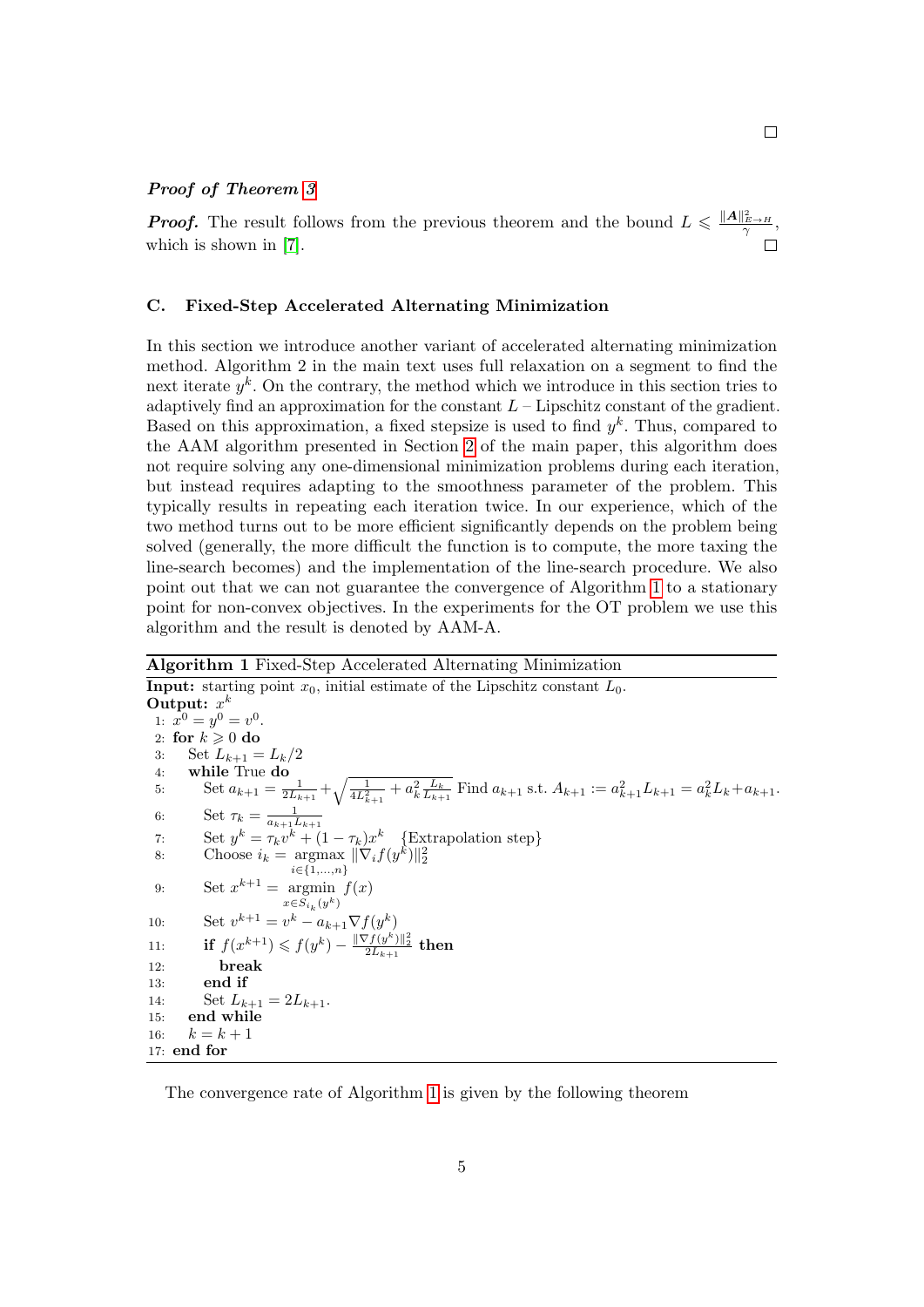□

***Proof of Theorem 3***

***Proof.*** The result follows from the previous theorem and the bound $L \leqslant \frac{\|\boldsymbol{A}\|^2_{E \to H}}{\gamma}$, which is shown in [7]. □

### C. Fixed-Step Accelerated Alternating Minimization

In this section we introduce another variant of accelerated alternating minimization method. Algorithm 2 in the main text uses full relaxation on a segment to find the next iterate $y^k$. On the contrary, the method which we introduce in this section tries to adaptively find an approximation for the constant $L$ – Lipschitz constant of the gradient. Based on this approximation, a fixed stepsize is used to find $y^k$. Thus, compared to the AAM algorithm presented in Section 2 of the main paper, this algorithm does not require solving any one-dimensional minimization problems during each iteration, but instead requires adapting to the smoothness parameter of the problem. This typically results in repeating each iteration twice. In our experience, which of the two method turns out to be more efficient significantly depends on the problem being solved (generally, the more difficult the function is to compute, the more taxing the line-search becomes) and the implementation of the line-search procedure. We also point out that we can not guarantee the convergence of Algorithm 1 to a stationary point for non-convex objectives. In the experiments for the OT problem we use this algorithm and the result is denoted by AAM-A.

**Algorithm 1** Fixed-Step Accelerated Alternating Minimization

**Input:** starting point $x_0$, initial estimate of the Lipschitz constant $L_0$.
**Output:** $x^k$

1: $x^0 = y^0 = v^0$.
2: **for** $k \geqslant 0$ **do**
3: Set $L_{k+1} = L_k/2$
4: **while** True **do**
5: Set $a_{k+1} = \frac{1}{2L_{k+1}} + \sqrt{\frac{1}{4L_{k+1}^2} + a_k^2 \frac{L_k}{L_{k+1}}}$ Find $a_{k+1}$ s.t. $A_{k+1} := a_{k+1}^2 L_{k+1} = a_k^2 L_k + a_{k+1}$.
6: Set $\tau_k = \frac{1}{a_{k+1} L_{k+1}}$
7: Set $y^k = \tau_k v^k + (1 - \tau_k) x^k$ {Extrapolation step}
8: Choose $i_k = \operatorname*{argmax}_{i \in \{1,\dots,n\}} \|\nabla_i f(y^k)\|_2^2$
9: Set $x^{k+1} = \operatorname*{argmin}_{x \in S_{i_k}(y^k)} f(x)$
10: Set $v^{k+1} = v^k - a_{k+1} \nabla f(y^k)$
11: **if** $f(x^{k+1}) \leqslant f(y^k) - \frac{\|\nabla f(y^k)\|_2^2}{2L_{k+1}}$ **then**
12: **break**
13: **end if**
14: Set $L_{k+1} = 2L_{k+1}$.
15: **end while**
16: $k = k + 1$
17: **end for**

The convergence rate of Algorithm 1 is given by the following theorem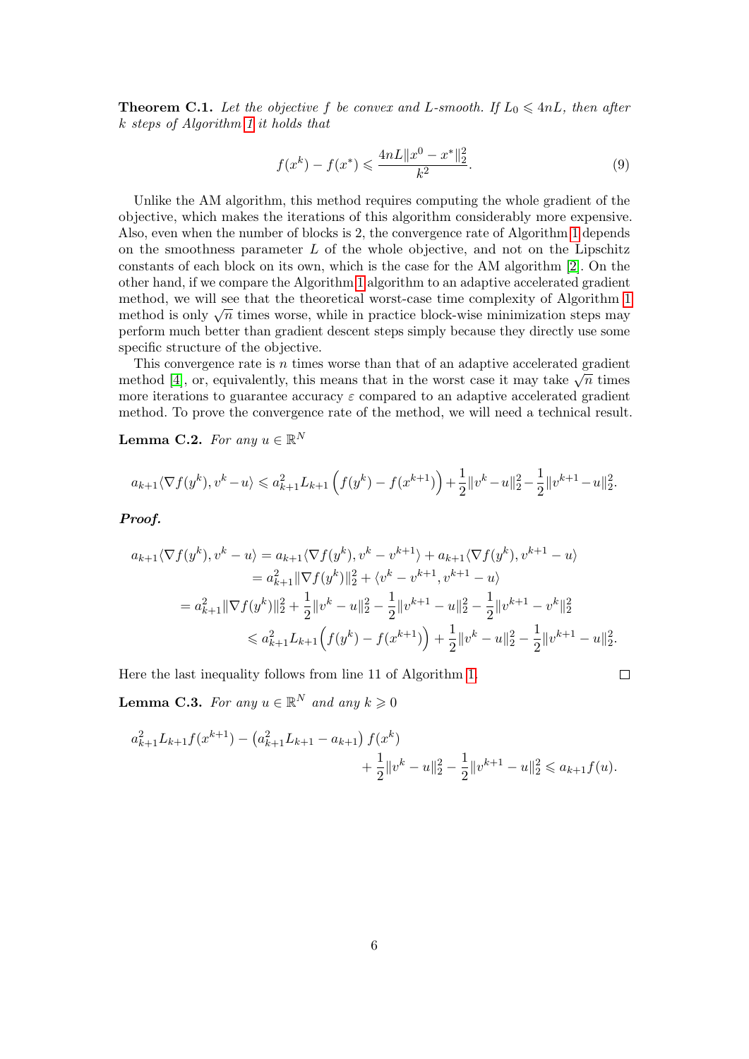**Theorem C.1.** *Let the objective $f$ be convex and $L$-smooth. If $L_0 \leqslant 4nL$, then after $k$ steps of Algorithm 1 it holds that*

$$f(x^k) - f(x^*) \leqslant \frac{4nL\|x^0 - x^*\|_2^2}{k^2}. \tag{9}$$

Unlike the AM algorithm, this method requires computing the whole gradient of the objective, which makes the iterations of this algorithm considerably more expensive. Also, even when the number of blocks is 2, the convergence rate of Algorithm 1 depends on the smoothness parameter $L$ of the whole objective, and not on the Lipschitz constants of each block on its own, which is the case for the AM algorithm [2]. On the other hand, if we compare the Algorithm 1 algorithm to an adaptive accelerated gradient method, we will see that the theoretical worst-case time complexity of Algorithm 1 method is only $\sqrt{n}$ times worse, while in practice block-wise minimization steps may perform much better than gradient descent steps simply because they directly use some specific structure of the objective.

This convergence rate is $n$ times worse than that of an adaptive accelerated gradient method [4], or, equivalently, this means that in the worst case it may take $\sqrt{n}$ times more iterations to guarantee accuracy $\varepsilon$ compared to an adaptive accelerated gradient method. To prove the convergence rate of the method, we will need a technical result.

**Lemma C.2.** *For any $u \in \mathbb{R}^N$*

$$a_{k+1}\langle \nabla f(y^k), v^k - u\rangle \leqslant a_{k+1}^2 L_{k+1}\left(f(y^k) - f(x^{k+1})\right) + \frac{1}{2}\|v^k - u\|_2^2 - \frac{1}{2}\|v^{k+1} - u\|_2^2.$$

***Proof.***

$$\begin{aligned}
a_{k+1}\langle \nabla f(y^k), v^k - u\rangle &= a_{k+1}\langle \nabla f(y^k), v^k - v^{k+1}\rangle + a_{k+1}\langle \nabla f(y^k), v^{k+1} - u\rangle \\
&= a_{k+1}^2\|\nabla f(y^k)\|_2^2 + \langle v^k - v^{k+1}, v^{k+1} - u\rangle \\
&= a_{k+1}^2\|\nabla f(y^k)\|_2^2 + \frac{1}{2}\|v^k - u\|_2^2 - \frac{1}{2}\|v^{k+1} - u\|_2^2 - \frac{1}{2}\|v^{k+1} - v^k\|_2^2 \\
&\leqslant a_{k+1}^2 L_{k+1}\Big(f(y^k) - f(x^{k+1})\Big) + \frac{1}{2}\|v^k - u\|_2^2 - \frac{1}{2}\|v^{k+1} - u\|_2^2.
\end{aligned}$$

Here the last inequality follows from line 11 of Algorithm 1. $\square$

**Lemma C.3.** *For any $u \in \mathbb{R}^N$ and any $k \geqslant 0$*

$$a_{k+1}^2 L_{k+1} f(x^{k+1}) - \left(a_{k+1}^2 L_{k+1} - a_{k+1}\right) f(x^k) + \frac{1}{2}\|v^k - u\|_2^2 - \frac{1}{2}\|v^{k+1} - u\|_2^2 \leqslant a_{k+1} f(u).$$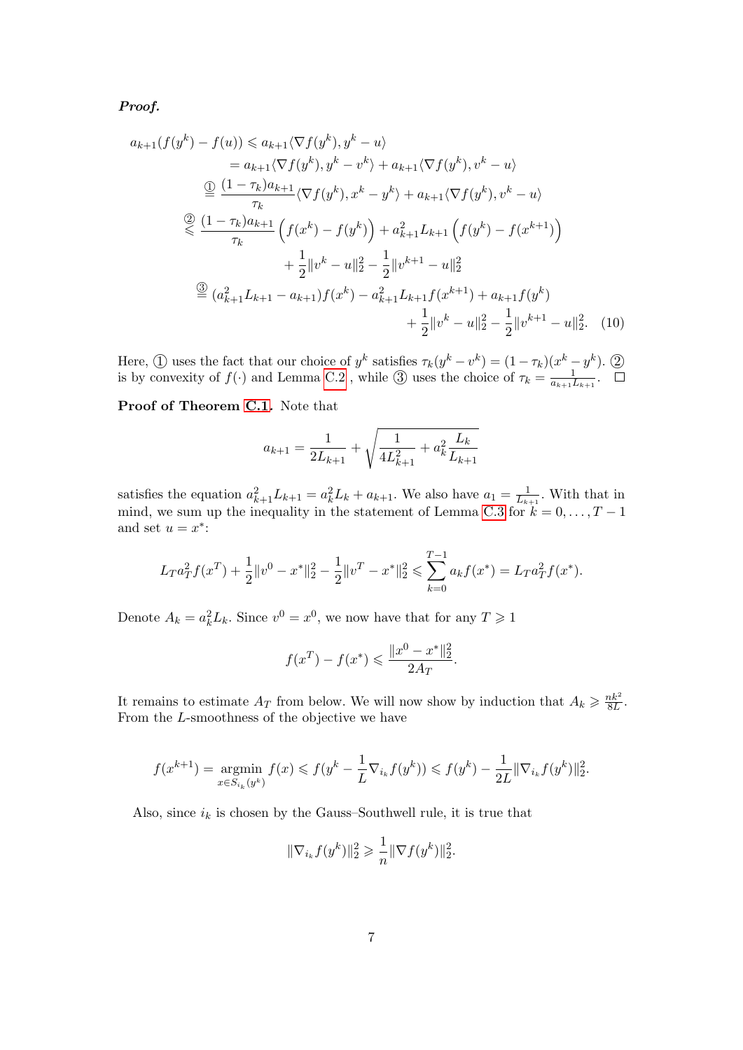***Proof.***

$$
\begin{aligned}
a_{k+1}(f(y^k) - f(u)) &\leqslant a_{k+1}\langle \nabla f(y^k), y^k - u\rangle \\
&= a_{k+1}\langle \nabla f(y^k), y^k - v^k\rangle + a_{k+1}\langle \nabla f(y^k), v^k - u\rangle \\
&\overset{①}{=} \frac{(1-\tau_k)a_{k+1}}{\tau_k}\langle \nabla f(y^k), x^k - y^k\rangle + a_{k+1}\langle \nabla f(y^k), v^k - u\rangle \\
&\overset{②}{\leqslant} \frac{(1-\tau_k)a_{k+1}}{\tau_k}\left(f(x^k) - f(y^k)\right) + a_{k+1}^2 L_{k+1}\left(f(y^k) - f(x^{k+1})\right) \\
&\qquad + \frac{1}{2}\|v^k - u\|_2^2 - \frac{1}{2}\|v^{k+1} - u\|_2^2 \\
&\overset{③}{=} (a_{k+1}^2 L_{k+1} - a_{k+1}) f(x^k) - a_{k+1}^2 L_{k+1} f(x^{k+1}) + a_{k+1} f(y^k) \\
&\qquad + \frac{1}{2}\|v^k - u\|_2^2 - \frac{1}{2}\|v^{k+1} - u\|_2^2. \quad (10)
\end{aligned}
$$

Here, ① uses the fact that our choice of $y^k$ satisfies $\tau_k(y^k - v^k) = (1-\tau_k)(x^k - y^k)$. ② is by convexity of $f(\cdot)$ and Lemma C.2 , while ③ uses the choice of $\tau_k = \frac{1}{a_{k+1}L_{k+1}}$. □

**Proof of Theorem C.1.** Note that

$$
a_{k+1} = \frac{1}{2L_{k+1}} + \sqrt{\frac{1}{4L_{k+1}^2} + a_k^2 \frac{L_k}{L_{k+1}}}
$$

satisfies the equation $a_{k+1}^2 L_{k+1} = a_k^2 L_k + a_{k+1}$. We also have $a_1 = \frac{1}{L_{k+1}}$. With that in mind, we sum up the inequality in the statement of Lemma C.3 for $k = 0, \ldots, T-1$ and set $u = x^*$:

$$
L_T a_T^2 f(x^T) + \frac{1}{2}\|v^0 - x^*\|_2^2 - \frac{1}{2}\|v^T - x^*\|_2^2 \leqslant \sum_{k=0}^{T-1} a_k f(x^*) = L_T a_T^2 f(x^*).
$$

Denote $A_k = a_k^2 L_k$. Since $v^0 = x^0$, we now have that for any $T \geqslant 1$

$$
f(x^T) - f(x^*) \leqslant \frac{\|x^0 - x^*\|_2^2}{2A_T}.
$$

It remains to estimate $A_T$ from below. We will now show by induction that $A_k \geqslant \frac{nk^2}{8L}$. From the $L$-smoothness of the objective we have

$$
f(x^{k+1}) = \operatorname*{argmin}_{x \in S_{i_k}(y^k)} f(x) \leqslant f(y^k - \frac{1}{L}\nabla_{i_k} f(y^k)) \leqslant f(y^k) - \frac{1}{2L}\|\nabla_{i_k} f(y^k)\|_2^2.
$$

Also, since $i_k$ is chosen by the Gauss–Southwell rule, it is true that

$$
\|\nabla_{i_k} f(y^k)\|_2^2 \geqslant \frac{1}{n}\|\nabla f(y^k)\|_2^2.
$$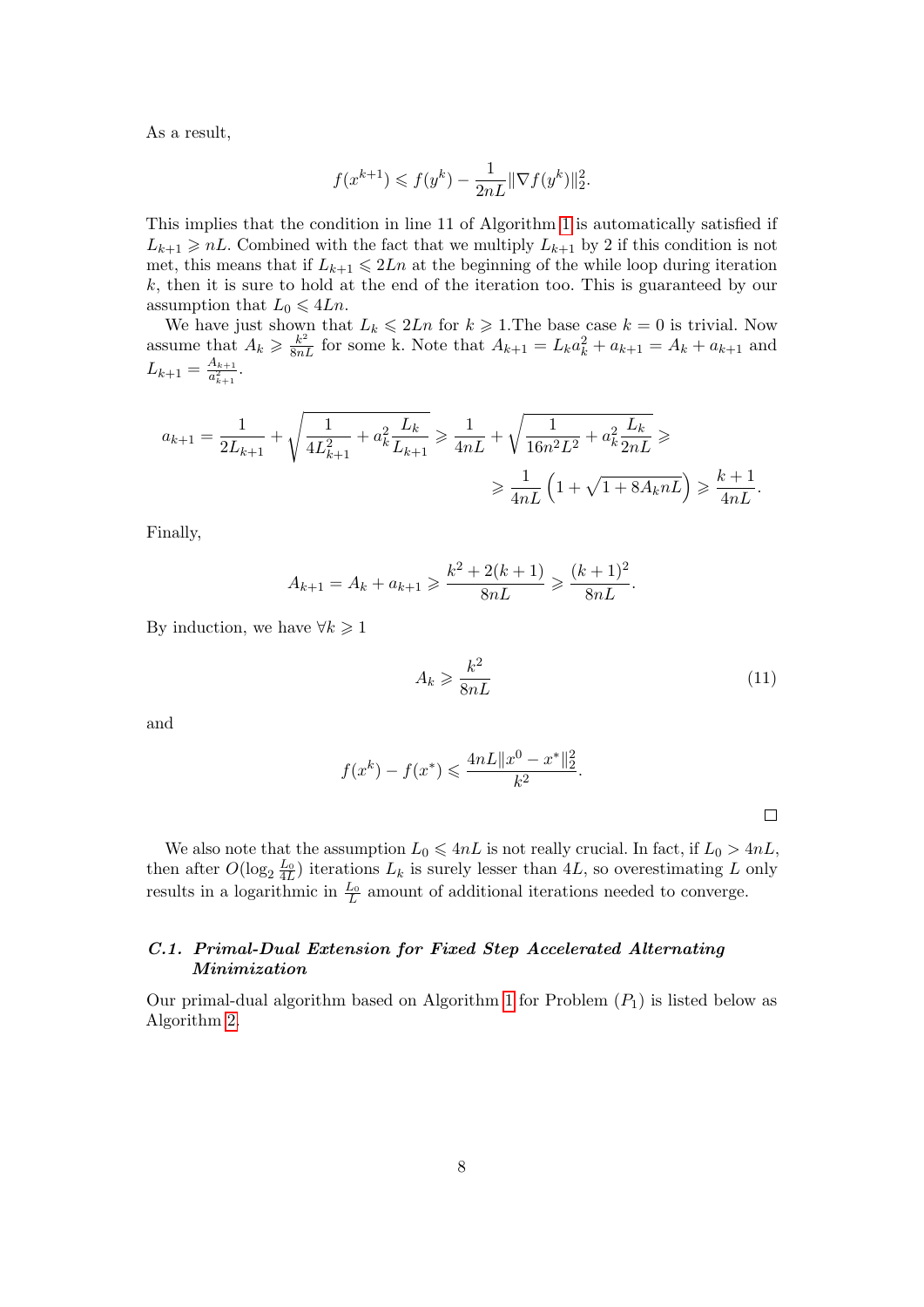As a result,

$$f(x^{k+1}) \leqslant f(y^k) - \frac{1}{2nL}\|\nabla f(y^k)\|_2^2.$$

This implies that the condition in line 11 of Algorithm 1 is automatically satisfied if $L_{k+1} \geqslant nL$. Combined with the fact that we multiply $L_{k+1}$ by 2 if this condition is not met, this means that if $L_{k+1} \leqslant 2Ln$ at the beginning of the while loop during iteration $k$, then it is sure to hold at the end of the iteration too. This is guaranteed by our assumption that $L_0 \leqslant 4Ln$.

We have just shown that $L_k \leqslant 2Ln$ for $k \geqslant 1$.The base case $k = 0$ is trivial. Now assume that $A_k \geqslant \frac{k^2}{8nL}$ for some k. Note that $A_{k+1} = L_k a_k^2 + a_{k+1} = A_k + a_{k+1}$ and $L_{k+1} = \frac{A_{k+1}}{a_{k+1}^2}$.

$$a_{k+1} = \frac{1}{2L_{k+1}} + \sqrt{\frac{1}{4L_{k+1}^2} + a_k^2 \frac{L_k}{L_{k+1}}} \geqslant \frac{1}{4nL} + \sqrt{\frac{1}{16n^2L^2} + a_k^2 \frac{L_k}{2nL}} \geqslant$$
$$\geqslant \frac{1}{4nL}\left(1 + \sqrt{1 + 8A_k nL}\right) \geqslant \frac{k+1}{4nL}.$$

Finally,

$$A_{k+1} = A_k + a_{k+1} \geqslant \frac{k^2 + 2(k+1)}{8nL} \geqslant \frac{(k+1)^2}{8nL}.$$

By induction, we have $\forall k \geqslant 1$

$$A_k \geqslant \frac{k^2}{8nL} \tag{11}$$

and

$$f(x^k) - f(x^*) \leqslant \frac{4nL\|x^0 - x^*\|_2^2}{k^2}.$$

□

We also note that the assumption $L_0 \leqslant 4nL$ is not really crucial. In fact, if $L_0 > 4nL$, then after $O(\log_2 \frac{L_0}{4L})$ iterations $L_k$ is surely lesser than $4L$, so overestimating $L$ only results in a logarithmic in $\frac{L_0}{L}$ amount of additional iterations needed to converge.

### C.1. *Primal-Dual Extension for Fixed Step Accelerated Alternating Minimization*

Our primal-dual algorithm based on Algorithm 1 for Problem $(P_1)$ is listed below as Algorithm 2.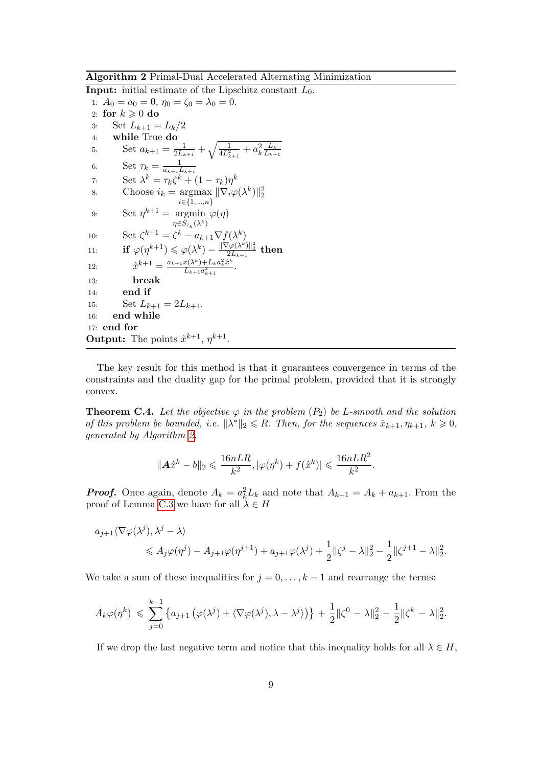**Algorithm 2** Primal-Dual Accelerated Alternating Minimization

**Input:** initial estimate of the Lipschitz constant $L_0$.

```
1: A_0 = a_0 = 0, η_0 = ζ_0 = λ_0 = 0.
2: for k ⩾ 0 do
3:   Set L_{k+1} = L_k/2
4:   while True do
5:     Set a_{k+1} = 1/(2L_{k+1}) + sqrt(1/(4L_{k+1}^2) + a_k^2 L_k/L_{k+1})
6:     Set τ_k = 1/(a_{k+1} L_{k+1})
7:     Set λ^k = τ_k ζ^k + (1 − τ_k) η^k
8:     Choose i_k = argmax_{i∈{1,...,n}} ||∇_i φ(λ^k)||_2^2
9:     Set η^{k+1} = argmin_{η∈S_{i_k}(λ^k)} φ(η)
10:    Set ζ^{k+1} = ζ^k − a_{k+1} ∇f(λ^k)
11:    if φ(η^{k+1}) ⩽ φ(λ^k) − ||∇φ(λ^k)||_2^2 / (2L_{k+1}) then
12:      x̂^{k+1} = (a_{k+1} x(λ^k) + L_k a_k^2 x̂^k) / (L_{k+1} a_{k+1}^2).
13:      break
14:    end if
15:    Set L_{k+1} = 2L_{k+1}.
16:  end while
17: end for
```

**Output:** The points $\hat{x}^{k+1}$, $\eta^{k+1}$.

The key result for this method is that it guarantees convergence in terms of the constraints and the duality gap for the primal problem, provided that it is strongly convex.

**Theorem C.4.** *Let the objective $\varphi$ in the problem $(P_2)$ be $L$-smooth and the solution of this problem be bounded, i.e. $\|\lambda^*\|_2 \leqslant R$. Then, for the sequences $\hat{x}_{k+1}, \eta_{k+1}$, $k \geqslant 0$, generated by Algorithm 2,*

$$\|\boldsymbol{A}\hat{x}^k - b\|_2 \leqslant \frac{16nLR}{k^2}, |\varphi(\eta^k) + f(\hat{x}^k)| \leqslant \frac{16nLR^2}{k^2}.$$

***Proof.*** Once again, denote $A_k = a_k^2 L_k$ and note that $A_{k+1} = A_k + a_{k+1}$. From the proof of Lemma C.3 we have for all $\lambda \in H$

$$a_{j+1}\langle \nabla\varphi(\lambda^j), \lambda^j - \lambda\rangle$$
$$\leqslant A_j\varphi(\eta^j) - A_{j+1}\varphi(\eta^{j+1}) + a_{j+1}\varphi(\lambda^j) + \frac{1}{2}\|\zeta^j - \lambda\|_2^2 - \frac{1}{2}\|\zeta^{j+1} - \lambda\|_2^2.$$

We take a sum of these inequalities for $j = 0, \ldots, k-1$ and rearrange the terms:

$$A_k\varphi(\eta^k) \leqslant \sum_{j=0}^{k-1}\left\{a_{j+1}\left(\varphi(\lambda^j) + \langle \nabla\varphi(\lambda^j), \lambda - \lambda^j\rangle\right)\right\} + \frac{1}{2}\|\zeta^0 - \lambda\|_2^2 - \frac{1}{2}\|\zeta^k - \lambda\|_2^2.$$

If we drop the last negative term and notice that this inequality holds for all $\lambda \in H$,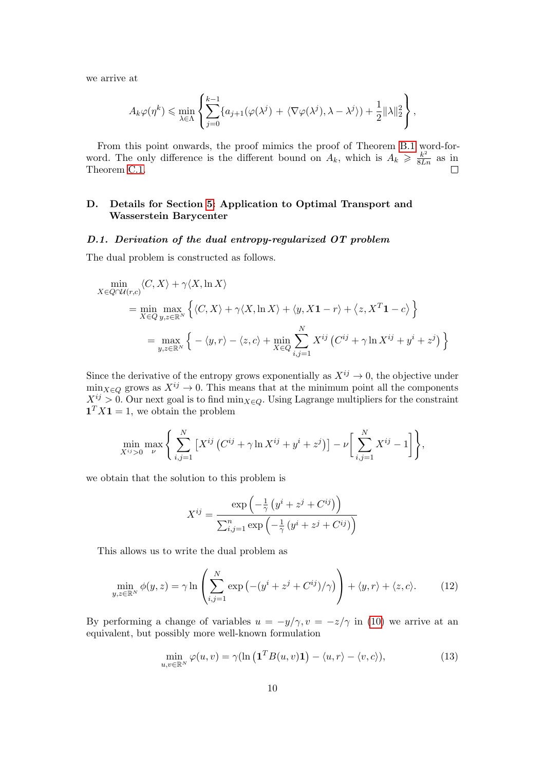we arrive at

$$A_k \varphi(\eta^k) \leqslant \min_{\lambda \in \Lambda} \left\{ \sum_{j=0}^{k-1} \{ a_{j+1}(\varphi(\lambda^j) + \langle \nabla \varphi(\lambda^j), \lambda - \lambda^j \rangle) + \frac{1}{2}\|\lambda\|_2^2 \right\},$$

From this point onwards, the proof mimics the proof of Theorem B.1 word-for-word. The only difference is the different bound on $A_k$, which is $A_k \geqslant \frac{k^2}{8Ln}$ as in Theorem C.1. □

## D. Details for Section 5: Application to Optimal Transport and Wasserstein Barycenter

### D.1. Derivation of the dual entropy-regularized OT problem

The dual problem is constructed as follows.

$$\begin{aligned}
&\min_{X \in Q \cap \mathcal{U}(r,c)} \langle C, X \rangle + \gamma \langle X, \ln X \rangle \\
&\quad = \min_{X \in Q} \max_{y,z \in \mathbb{R}^N} \left\{ \langle C, X \rangle + \gamma \langle X, \ln X \rangle + \langle y, X\mathbf{1} - r \rangle + \left\langle z, X^T \mathbf{1} - c \right\rangle \right\} \\
&\quad\quad = \max_{y,z \in \mathbb{R}^N} \left\{ -\langle y, r \rangle - \langle z, c \rangle + \min_{X \in Q} \sum_{i,j=1}^{N} X^{ij} \left( C^{ij} + \gamma \ln X^{ij} + y^i + z^j \right) \right\}
\end{aligned}$$

Since the derivative of the entropy grows exponentially as $X^{ij} \to 0$, the objective under $\min_{X \in Q}$ grows as $X^{ij} \to 0$. This means that at the minimum point all the components $X^{ij} > 0$. Our next goal is to find $\min_{X \in Q}$. Using Lagrange multipliers for the constraint $\mathbf{1}^T X \mathbf{1} = 1$, we obtain the problem

$$\min_{X^{ij} > 0} \max_{\nu} \left\{ \sum_{i,j=1}^{N} \left[ X^{ij} \left( C^{ij} + \gamma \ln X^{ij} + y^i + z^j \right) \right] - \nu \left[ \sum_{i,j=1}^{N} X^{ij} - 1 \right] \right\},$$

we obtain that the solution to this problem is

$$X^{ij} = \frac{\exp\left( -\frac{1}{\gamma} \left( y^i + z^j + C^{ij} \right) \right)}{\sum_{i,j=1}^{n} \exp\left( -\frac{1}{\gamma} \left( y^i + z^j + C^{ij} \right) \right)}$$

This allows us to write the dual problem as

$$\min_{y,z \in \mathbb{R}^N} \phi(y,z) = \gamma \ln \left( \sum_{i,j=1}^{N} \exp\left( -(y^i + z^j + C^{ij})/\gamma \right) \right) + \langle y, r \rangle + \langle z, c \rangle. \tag{12}$$

By performing a change of variables $u = -y/\gamma, v = -z/\gamma$ in (10) we arrive at an equivalent, but possibly more well-known formulation

$$\min_{u,v \in \mathbb{R}^N} \varphi(u,v) = \gamma(\ln\left( \mathbf{1}^T B(u,v) \mathbf{1} \right) - \langle u, r \rangle - \langle v, c \rangle), \tag{13}$$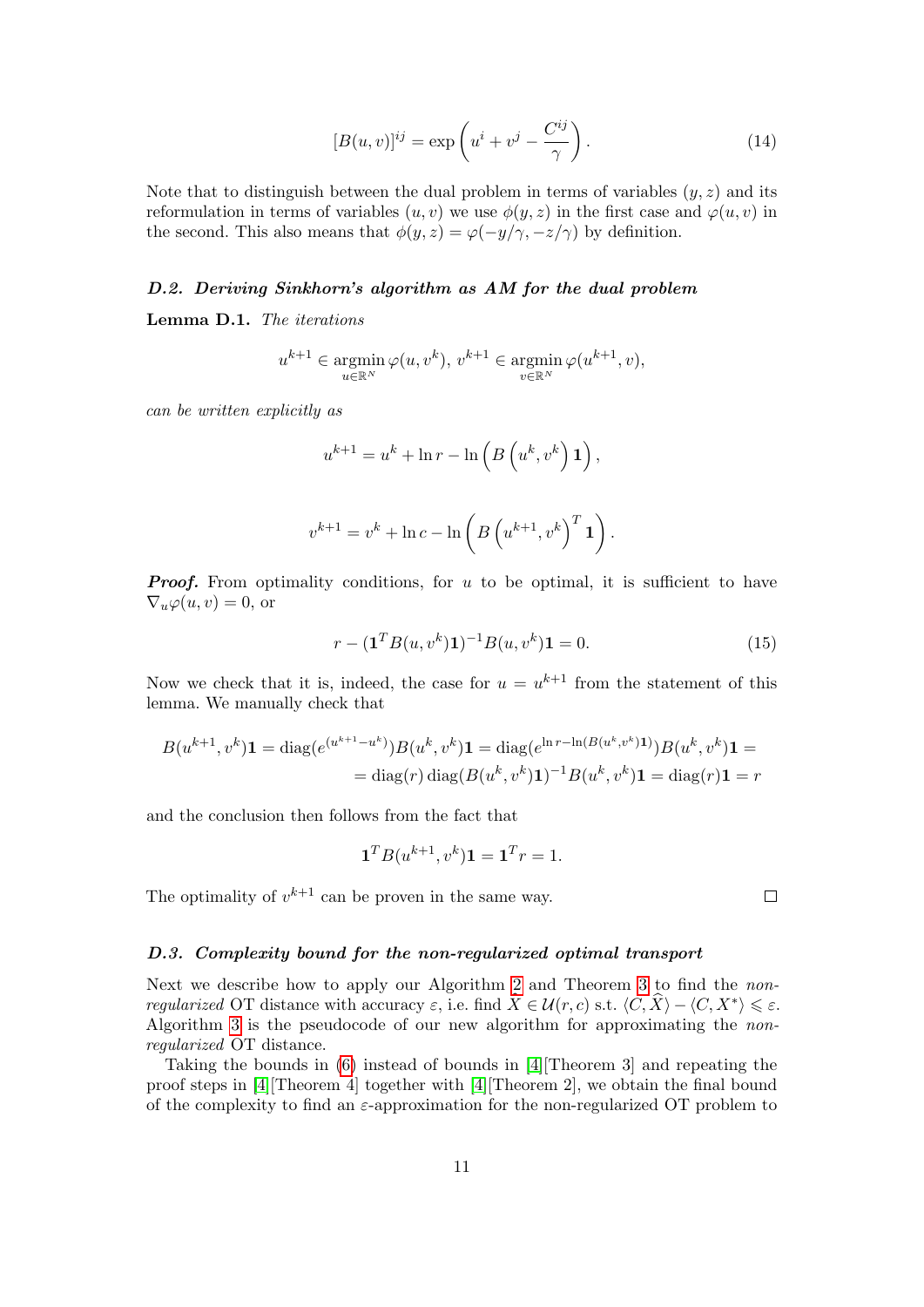$$
[B(u, v)]^{ij} = \exp\left(u^i + v^j - \frac{C^{ij}}{\gamma}\right). \tag{14}
$$

Note that to distinguish between the dual problem in terms of variables $(y, z)$ and its reformulation in terms of variables $(u, v)$ we use $\phi(y, z)$ in the first case and $\varphi(u, v)$ in the second. This also means that $\phi(y, z) = \varphi(-y/\gamma, -z/\gamma)$ by definition.

### *D.2. Deriving Sinkhorn's algorithm as AM for the dual problem*

**Lemma D.1.** *The iterations*

$$
u^{k+1} \in \operatorname*{argmin}_{u \in \mathbb{R}^N} \varphi(u, v^k), \; v^{k+1} \in \operatorname*{argmin}_{v \in \mathbb{R}^N} \varphi(u^{k+1}, v),
$$

*can be written explicitly as*

$$
u^{k+1} = u^k + \ln r - \ln\left(B\left(u^k, v^k\right)\mathbf{1}\right),
$$

$$
v^{k+1} = v^k + \ln c - \ln\left(B\left(u^{k+1}, v^k\right)^T \mathbf{1}\right).
$$

***Proof.*** From optimality conditions, for $u$ to be optimal, it is sufficient to have $\nabla_u \varphi(u, v) = 0$, or

$$
r - (\mathbf{1}^T B(u, v^k)\mathbf{1})^{-1} B(u, v^k)\mathbf{1} = 0. \tag{15}
$$

Now we check that it is, indeed, the case for $u = u^{k+1}$ from the statement of this lemma. We manually check that

$$
\begin{aligned}
B(u^{k+1}, v^k)\mathbf{1} = \operatorname{diag}(e^{(u^{k+1} - u^k)}) B(u^k, v^k)\mathbf{1} = \operatorname{diag}(e^{\ln r - \ln(B(u^k, v^k)\mathbf{1})}) B(u^k, v^k)\mathbf{1} = \\
= \operatorname{diag}(r) \operatorname{diag}(B(u^k, v^k)\mathbf{1})^{-1} B(u^k, v^k)\mathbf{1} = \operatorname{diag}(r)\mathbf{1} = r
\end{aligned}
$$

and the conclusion then follows from the fact that

$$
\mathbf{1}^T B(u^{k+1}, v^k)\mathbf{1} = \mathbf{1}^T r = 1.
$$

The optimality of $v^{k+1}$ can be proven in the same way. □

### *D.3. Complexity bound for the non-regularized optimal transport*

Next we describe how to apply our Algorithm 2 and Theorem 3 to find the *non-regularized* OT distance with accuracy $\varepsilon$, i.e. find $\widehat{X} \in \mathcal{U}(r, c)$ s.t. $\langle C, \widehat{X} \rangle - \langle C, X^* \rangle \leqslant \varepsilon$. Algorithm 3 is the pseudocode of our new algorithm for approximating the *non-regularized* OT distance.

Taking the bounds in (6) instead of bounds in [4][Theorem 3] and repeating the proof steps in [4][Theorem 4] together with [4][Theorem 2], we obtain the final bound of the complexity to find an $\varepsilon$-approximation for the non-regularized OT problem to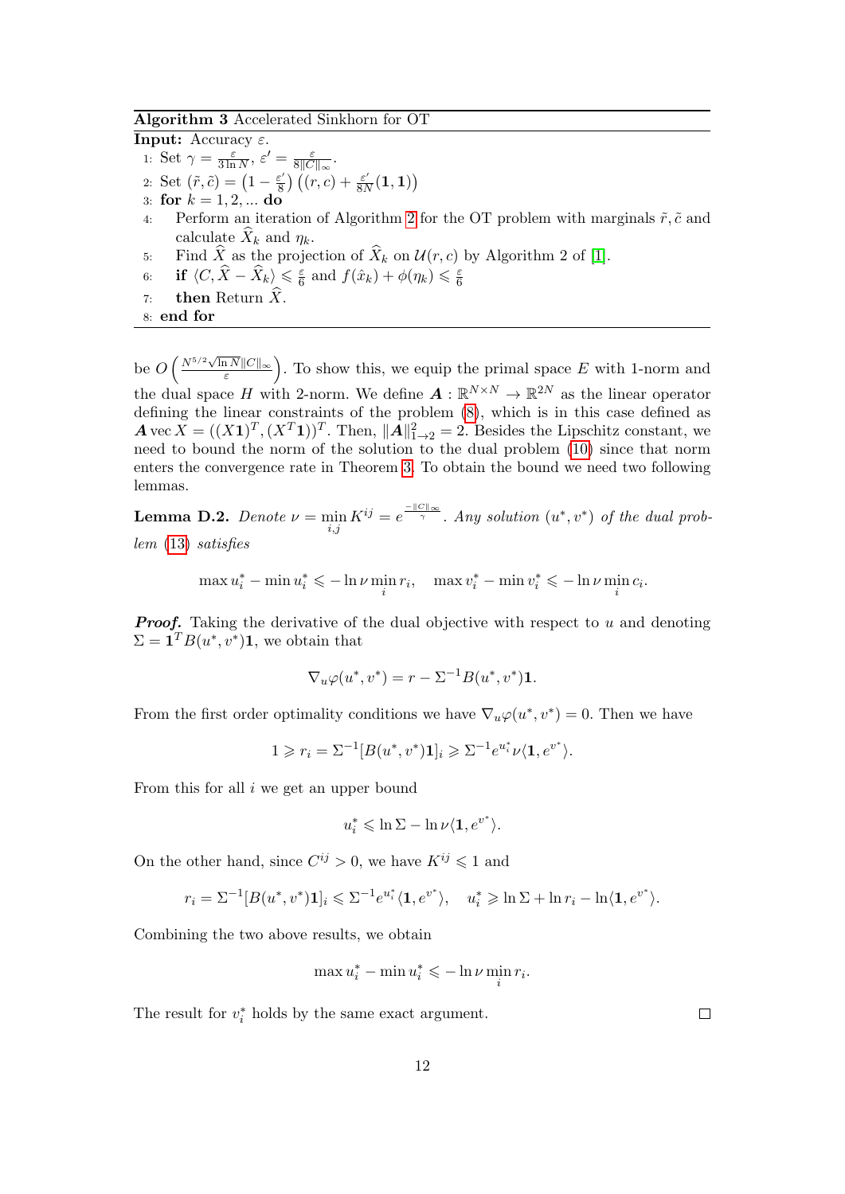**Algorithm 3** Accelerated Sinkhorn for OT

**Input:** Accuracy $\varepsilon$.

1: Set $\gamma = \frac{\varepsilon}{3 \ln N}$, $\varepsilon' = \frac{\varepsilon}{8\|C\|_\infty}$.

2: Set $(\tilde{r}, \tilde{c}) = \left(1 - \frac{\varepsilon'}{8}\right)\left((r, c) + \frac{\varepsilon'}{8N}(\mathbf{1}, \mathbf{1})\right)$

3: **for** $k = 1, 2, ...$ **do**

4: Perform an iteration of Algorithm 2 for the OT problem with marginals $\tilde{r}, \tilde{c}$ and calculate $\widehat{X}_k$ and $\eta_k$.

5: Find $\widehat{X}$ as the projection of $\widehat{X}_k$ on $\mathcal{U}(r, c)$ by Algorithm 2 of [1].

6: **if** $\langle C, \widehat{X} - \widehat{X}_k \rangle \leqslant \frac{\varepsilon}{6}$ and $f(\hat{x}_k) + \phi(\eta_k) \leqslant \frac{\varepsilon}{6}$

7: **then** Return $\widehat{X}$.

8: **end for**

be $O\left(\frac{N^{5/2}\sqrt{\ln N}\|C\|_\infty}{\varepsilon}\right)$. To show this, we equip the primal space $E$ with 1-norm and the dual space $H$ with 2-norm. We define $\boldsymbol{A} : \mathbb{R}^{N \times N} \to \mathbb{R}^{2N}$ as the linear operator defining the linear constraints of the problem (8), which is in this case defined as $\boldsymbol{A} \operatorname{vec} X = ((X\mathbf{1})^T, (X^T\mathbf{1}))^T$. Then, $\|\boldsymbol{A}\|^2_{1\to 2} = 2$. Besides the Lipschitz constant, we need to bound the norm of the solution to the dual problem (10) since that norm enters the convergence rate in Theorem 3. To obtain the bound we need two following lemmas.

**Lemma D.2.** *Denote $\nu = \min\limits_{i,j} K^{ij} = e^{\frac{-\|C\|_\infty}{\gamma}}$. Any solution $(u^*, v^*)$ of the dual problem (13) satisfies*

$$\max u_i^* - \min u_i^* \leqslant -\ln \nu \min_i r_i, \quad \max v_i^* - \min v_i^* \leqslant -\ln \nu \min_i c_i.$$

***Proof.*** Taking the derivative of the dual objective with respect to $u$ and denoting $\Sigma = \mathbf{1}^T B(u^*, v^*)\mathbf{1}$, we obtain that

$$\nabla_u \varphi(u^*, v^*) = r - \Sigma^{-1} B(u^*, v^*)\mathbf{1}.$$

From the first order optimality conditions we have $\nabla_u \varphi(u^*, v^*) = 0$. Then we have

$$1 \geqslant r_i = \Sigma^{-1}[B(u^*, v^*)\mathbf{1}]_i \geqslant \Sigma^{-1} e^{u_i^*} \nu \langle \mathbf{1}, e^{v^*} \rangle.$$

From this for all $i$ we get an upper bound

$$u_i^* \leqslant \ln \Sigma - \ln \nu \langle \mathbf{1}, e^{v^*} \rangle.$$

On the other hand, since $C^{ij} > 0$, we have $K^{ij} \leqslant 1$ and

$$r_i = \Sigma^{-1}[B(u^*, v^*)\mathbf{1}]_i \leqslant \Sigma^{-1} e^{u_i^*} \langle \mathbf{1}, e^{v^*} \rangle, \quad u_i^* \geqslant \ln \Sigma + \ln r_i - \ln \langle \mathbf{1}, e^{v^*} \rangle.$$

Combining the two above results, we obtain

$$\max u_i^* - \min u_i^* \leqslant -\ln \nu \min_i r_i.$$

The result for $v_i^*$ holds by the same exact argument. □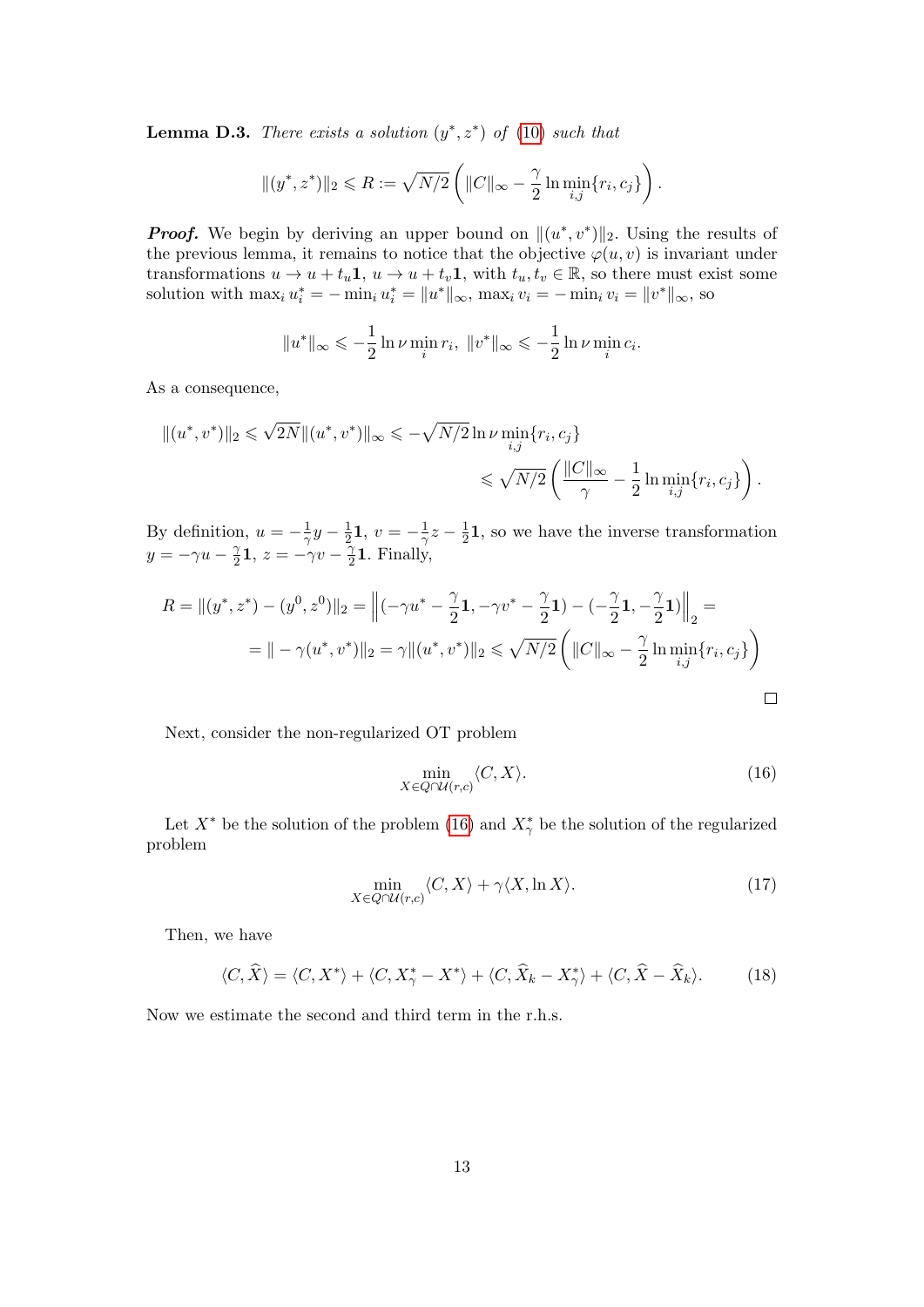**Lemma D.3.** *There exists a solution* $(y^*, z^*)$ *of* (10) *such that*

$$\|(y^*, z^*)\|_2 \leqslant R := \sqrt{N/2}\left(\|C\|_\infty - \frac{\gamma}{2}\ln \min_{i,j}\{r_i, c_j\}\right).$$

***Proof.*** We begin by deriving an upper bound on $\|(u^*, v^*)\|_2$. Using the results of the previous lemma, it remains to notice that the objective $\varphi(u, v)$ is invariant under transformations $u \to u + t_u\mathbf{1}$, $u \to u + t_v\mathbf{1}$, with $t_u, t_v \in \mathbb{R}$, so there must exist some solution with $\max_i u_i^* = -\min_i u_i^* = \|u^*\|_\infty$, $\max_i v_i = -\min_i v_i = \|v^*\|_\infty$, so

$$\|u^*\|_\infty \leqslant -\frac{1}{2}\ln \nu \min_i r_i,\ \|v^*\|_\infty \leqslant -\frac{1}{2}\ln \nu \min_i c_i.$$

As a consequence,

$$\|(u^*, v^*)\|_2 \leqslant \sqrt{2N}\|(u^*, v^*)\|_\infty \leqslant -\sqrt{N/2}\ln \nu \min_{i,j}\{r_i, c_j\} \leqslant \sqrt{N/2}\left(\frac{\|C\|_\infty}{\gamma} - \frac{1}{2}\ln \min_{i,j}\{r_i, c_j\}\right).$$

By definition, $u = -\frac{1}{\gamma}y - \frac{1}{2}\mathbf{1}$, $v = -\frac{1}{\gamma}z - \frac{1}{2}\mathbf{1}$, so we have the inverse transformation $y = -\gamma u - \frac{\gamma}{2}\mathbf{1}$, $z = -\gamma v - \frac{\gamma}{2}\mathbf{1}$. Finally,

$$R = \|(y^*, z^*) - (y^0, z^0)\|_2 = \left\|(-\gamma u^* - \frac{\gamma}{2}\mathbf{1}, -\gamma v^* - \frac{\gamma}{2}\mathbf{1}) - (-\frac{\gamma}{2}\mathbf{1}, -\frac{\gamma}{2}\mathbf{1})\right\|_2 =$$
$$= \| - \gamma(u^*, v^*)\|_2 = \gamma\|(u^*, v^*)\|_2 \leqslant \sqrt{N/2}\left(\|C\|_\infty - \frac{\gamma}{2}\ln \min_{i,j}\{r_i, c_j\}\right)$$

□

Next, consider the non-regularized OT problem

$$\min_{X \in Q \cap \mathcal{U}(r,c)} \langle C, X\rangle. \tag{16}$$

Let $X^*$ be the solution of the problem (16) and $X_\gamma^*$ be the solution of the regularized problem

$$\min_{X \in Q \cap \mathcal{U}(r,c)} \langle C, X\rangle + \gamma\langle X, \ln X\rangle. \tag{17}$$

Then, we have

$$\langle C, \widehat{X}\rangle = \langle C, X^*\rangle + \langle C, X_\gamma^* - X^*\rangle + \langle C, \widehat{X}_k - X_\gamma^*\rangle + \langle C, \widehat{X} - \widehat{X}_k\rangle. \tag{18}$$

Now we estimate the second and third term in the r.h.s.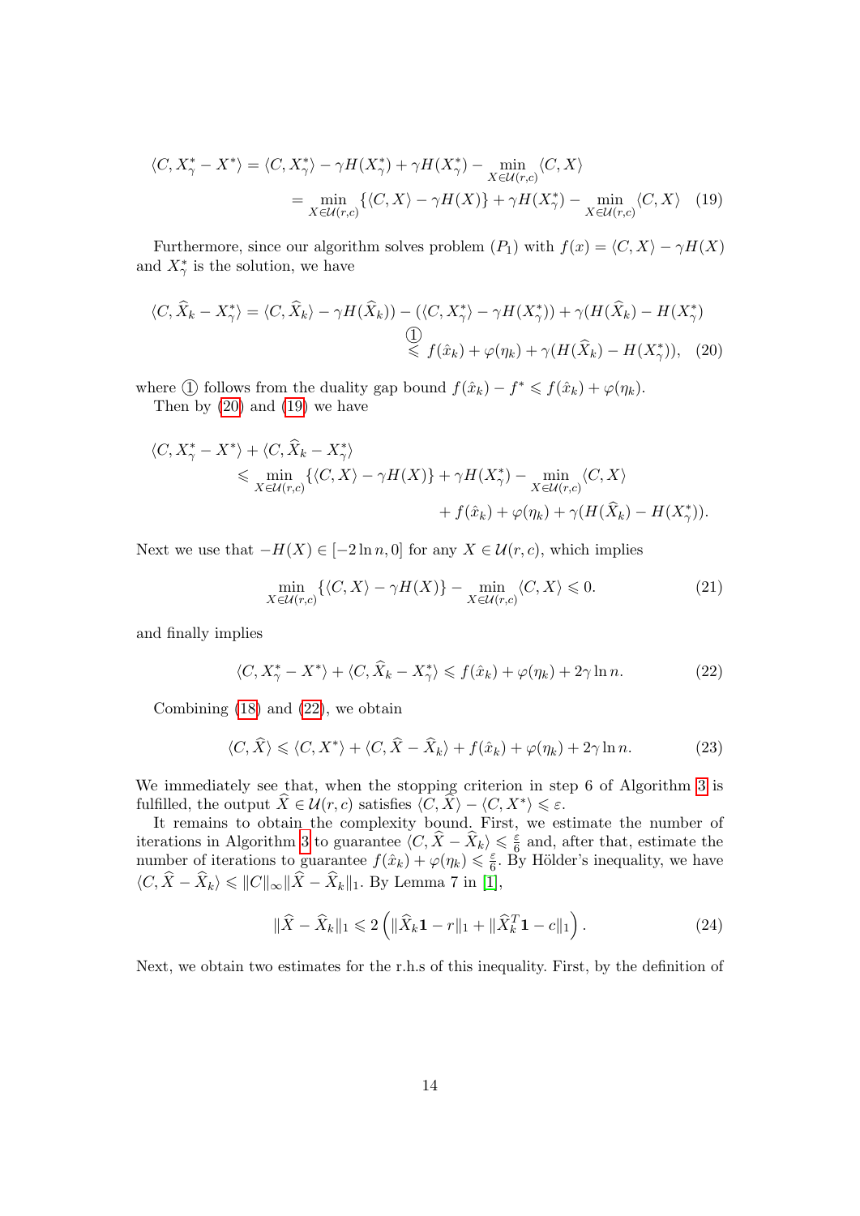$$
\begin{aligned}
\langle C, X_\gamma^* - X^* \rangle &= \langle C, X_\gamma^* \rangle - \gamma H(X_\gamma^*) + \gamma H(X_\gamma^*) - \min_{X \in \mathcal{U}(r,c)} \langle C, X \rangle \\
&= \min_{X \in \mathcal{U}(r,c)} \{ \langle C, X \rangle - \gamma H(X) \} + \gamma H(X_\gamma^*) - \min_{X \in \mathcal{U}(r,c)} \langle C, X \rangle \quad (19)
\end{aligned}
$$

Furthermore, since our algorithm solves problem $(P_1)$ with $f(x) = \langle C, X \rangle - \gamma H(X)$ and $X_\gamma^*$ is the solution, we have

$$
\begin{aligned}
\langle C, \widehat{X}_k - X_\gamma^* \rangle &= \langle C, \widehat{X}_k \rangle - \gamma H(\widehat{X}_k)) - (\langle C, X_\gamma^* \rangle - \gamma H(X_\gamma^*)) + \gamma (H(\widehat{X}_k) - H(X_\gamma^*)) \\
&\overset{①}{\leqslant} f(\hat{x}_k) + \varphi(\eta_k) + \gamma (H(\widehat{X}_k) - H(X_\gamma^*)), \quad (20)
\end{aligned}
$$

where ① follows from the duality gap bound $f(\hat{x}_k) - f^* \leqslant f(\hat{x}_k) + \varphi(\eta_k)$.

Then by (20) and (19) we have

$$
\begin{aligned}
&\langle C, X_\gamma^* - X^* \rangle + \langle C, \widehat{X}_k - X_\gamma^* \rangle \\
&\quad \leqslant \min_{X \in \mathcal{U}(r,c)} \{ \langle C, X \rangle - \gamma H(X) \} + \gamma H(X_\gamma^*) - \min_{X \in \mathcal{U}(r,c)} \langle C, X \rangle \\
&\qquad\qquad + f(\hat{x}_k) + \varphi(\eta_k) + \gamma (H(\widehat{X}_k) - H(X_\gamma^*)).
\end{aligned}
$$

Next we use that $-H(X) \in [-2 \ln n, 0]$ for any $X \in \mathcal{U}(r,c)$, which implies

$$
\min_{X \in \mathcal{U}(r,c)} \{ \langle C, X \rangle - \gamma H(X) \} - \min_{X \in \mathcal{U}(r,c)} \langle C, X \rangle \leqslant 0. \quad (21)
$$

and finally implies

$$
\langle C, X_\gamma^* - X^* \rangle + \langle C, \widehat{X}_k - X_\gamma^* \rangle \leqslant f(\hat{x}_k) + \varphi(\eta_k) + 2\gamma \ln n. \quad (22)
$$

Combining (18) and (22), we obtain

$$
\langle C, \widehat{X} \rangle \leqslant \langle C, X^* \rangle + \langle C, \widehat{X} - \widehat{X}_k \rangle + f(\hat{x}_k) + \varphi(\eta_k) + 2\gamma \ln n. \quad (23)
$$

We immediately see that, when the stopping criterion in step 6 of Algorithm 3 is fulfilled, the output $\widehat{X} \in \mathcal{U}(r,c)$ satisfies $\langle C, \widehat{X} \rangle - \langle C, X^* \rangle \leqslant \varepsilon$.

It remains to obtain the complexity bound. First, we estimate the number of iterations in Algorithm 3 to guarantee $\langle C, \widehat{X} - \widehat{X}_k \rangle \leqslant \frac{\varepsilon}{6}$ and, after that, estimate the number of iterations to guarantee $f(\hat{x}_k) + \varphi(\eta_k) \leqslant \frac{\varepsilon}{6}$. By Hölder's inequality, we have $\langle C, \widehat{X} - \widehat{X}_k \rangle \leqslant \|C\|_\infty \|\widehat{X} - \widehat{X}_k\|_1$. By Lemma 7 in [1],

$$
\|\widehat{X} - \widehat{X}_k\|_1 \leqslant 2 \left( \|\widehat{X}_k \mathbf{1} - r\|_1 + \|\widehat{X}_k^T \mathbf{1} - c\|_1 \right). \quad (24)
$$

Next, we obtain two estimates for the r.h.s of this inequality. First, by the definition of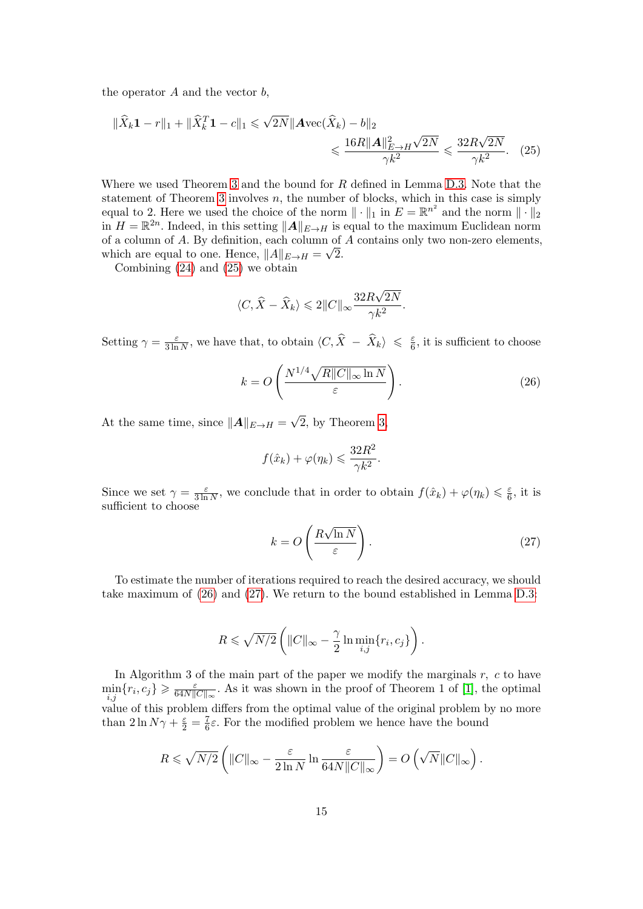the operator $A$ and the vector $b$,

$$\|\widehat{X}_k\mathbf{1} - r\|_1 + \|\widehat{X}_k^T\mathbf{1} - c\|_1 \leqslant \sqrt{2N}\|\boldsymbol{A}\text{vec}(\widehat{X}_k) - b\|_2 \leqslant \frac{16R\|\boldsymbol{A}\|^2_{E\to H}\sqrt{2N}}{\gamma k^2} \leqslant \frac{32R\sqrt{2N}}{\gamma k^2}. \quad (25)$$

Where we used Theorem 3 and the bound for $R$ defined in Lemma D.3. Note that the statement of Theorem 3 involves $n$, the number of blocks, which in this case is simply equal to 2. Here we used the choice of the norm $\|\cdot\|_1$ in $E = \mathbb{R}^{n^2}$ and the norm $\|\cdot\|_2$ in $H = \mathbb{R}^{2n}$. Indeed, in this setting $\|\boldsymbol{A}\|_{E\to H}$ is equal to the maximum Euclidean norm of a column of $A$. By definition, each column of $A$ contains only two non-zero elements, which are equal to one. Hence, $\|A\|_{E\to H} = \sqrt{2}$.

Combining (24) and (25) we obtain

$$\langle C, \widehat{X} - \widehat{X}_k\rangle \leqslant 2\|C\|_\infty \frac{32R\sqrt{2N}}{\gamma k^2}.$$

Setting $\gamma = \frac{\varepsilon}{3\ln N}$, we have that, to obtain $\langle C, \widehat{X} - \widehat{X}_k\rangle \leqslant \frac{\varepsilon}{6}$, it is sufficient to choose

$$k = O\left(\frac{N^{1/4}\sqrt{R\|C\|_\infty \ln N}}{\varepsilon}\right). \quad (26)$$

At the same time, since $\|\boldsymbol{A}\|_{E\to H} = \sqrt{2}$, by Theorem 3,

$$f(\hat{x}_k) + \varphi(\eta_k) \leqslant \frac{32R^2}{\gamma k^2}.$$

Since we set $\gamma = \frac{\varepsilon}{3\ln N}$, we conclude that in order to obtain $f(\hat{x}_k) + \varphi(\eta_k) \leqslant \frac{\varepsilon}{6}$, it is sufficient to choose

$$k = O\left(\frac{R\sqrt{\ln N}}{\varepsilon}\right). \quad (27)$$

To estimate the number of iterations required to reach the desired accuracy, we should take maximum of (26) and (27). We return to the bound established in Lemma D.3:

$$R \leqslant \sqrt{N/2}\left(\|C\|_\infty - \frac{\gamma}{2}\ln \min_{i,j}\{r_i, c_j\}\right).$$

In Algorithm 3 of the main part of the paper we modify the marginals $r$, $c$ to have $\min_{i,j}\{r_i, c_j\} \geqslant \frac{\varepsilon}{64N\|C\|_\infty}$. As it was shown in the proof of Theorem 1 of [1], the optimal value of this problem differs from the optimal value of the original problem by no more than $2\ln N\gamma + \frac{\varepsilon}{2} = \frac{7}{6}\varepsilon$. For the modified problem we hence have the bound

$$R \leqslant \sqrt{N/2}\left(\|C\|_\infty - \frac{\varepsilon}{2\ln N}\ln\frac{\varepsilon}{64N\|C\|_\infty}\right) = O\left(\sqrt{N}\|C\|_\infty\right).$$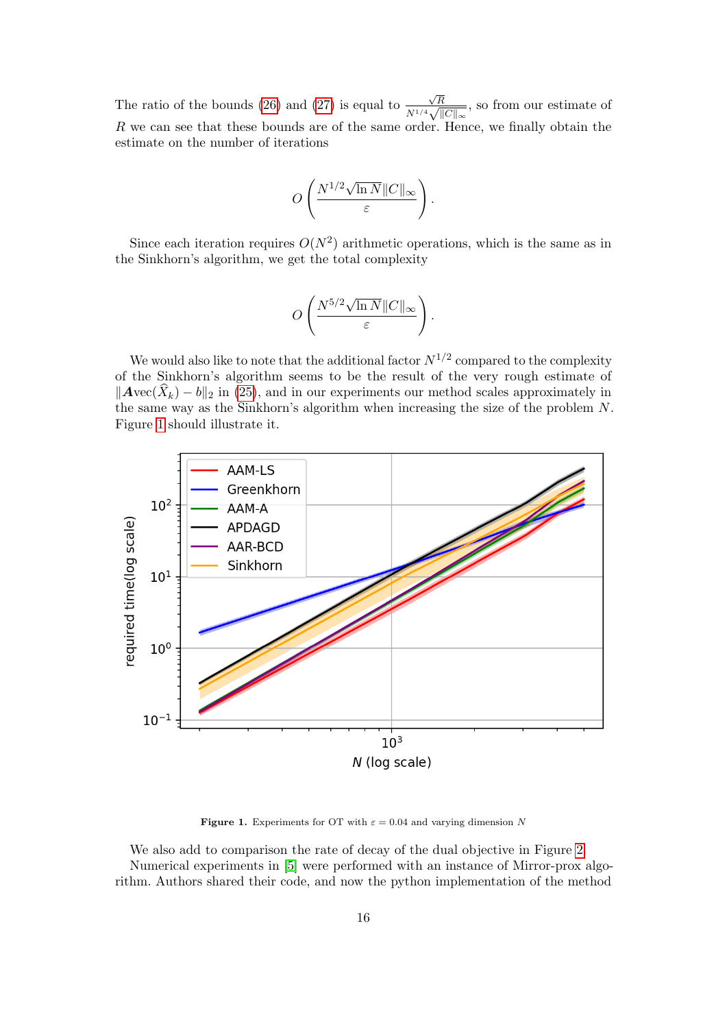The ratio of the bounds (26) and (27) is equal to $\frac{\sqrt{R}}{N^{1/4}\sqrt{\|C\|_\infty}}$, so from our estimate of $R$ we can see that these bounds are of the same order. Hence, we finally obtain the estimate on the number of iterations

$$O\left(\frac{N^{1/2}\sqrt{\ln N}\|C\|_\infty}{\varepsilon}\right).$$

Since each iteration requires $O(N^2)$ arithmetic operations, which is the same as in the Sinkhorn's algorithm, we get the total complexity

$$O\left(\frac{N^{5/2}\sqrt{\ln N}\|C\|_\infty}{\varepsilon}\right).$$

We would also like to note that the additional factor $N^{1/2}$ compared to the complexity of the Sinkhorn's algorithm seems to be the result of the very rough estimate of $\|\boldsymbol{A}\mathrm{vec}(\widehat{X}_k) - b\|_2$ in (25), and in our experiments our method scales approximately in the same way as the Sinkhorn's algorithm when increasing the size of the problem $N$. Figure 1 should illustrate it.

**Figure 1.** Experiments for OT with $\varepsilon = 0.04$ and varying dimension $N$

We also add to comparison the rate of decay of the dual objective in Figure 2.

Numerical experiments in [5] were performed with an instance of Mirror-prox algorithm. Authors shared their code, and now the python implementation of the method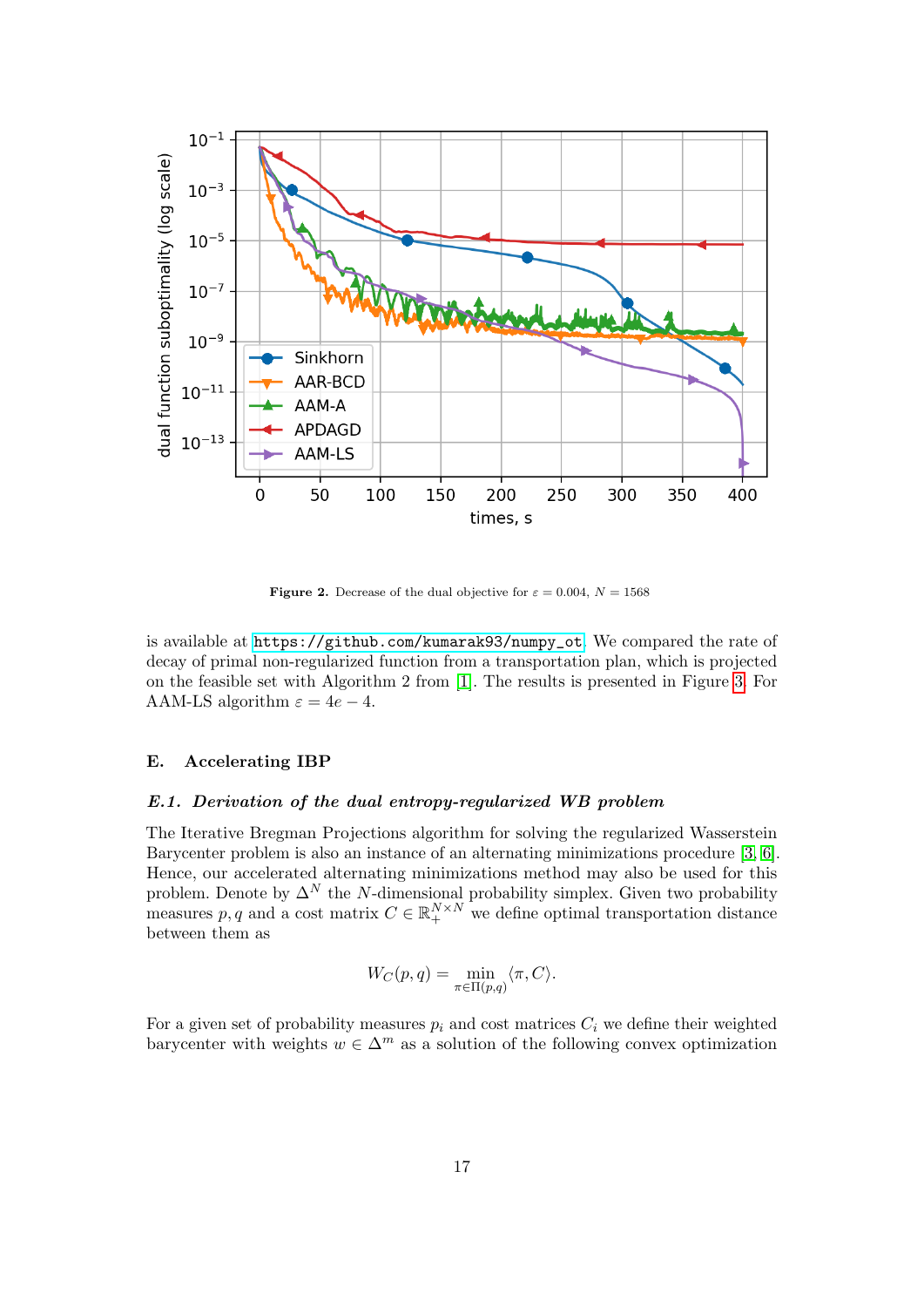Figure 2. Decrease of the dual objective for $\varepsilon = 0.004$, $N = 1568$

is available at https://github.com/kumarak93/numpy_ot. We compared the rate of decay of primal non-regularized function from a transportation plan, which is projected on the feasible set with Algorithm 2 from [1]. The results is presented in Figure 3. For AAM-LS algorithm $\varepsilon = 4e-4$.

## E. Accelerating IBP

### *E.1. Derivation of the dual entropy-regularized WB problem*

The Iterative Bregman Projections algorithm for solving the regularized Wasserstein Barycenter problem is also an instance of an alternating minimizations procedure [3, 6]. Hence, our accelerated alternating minimizations method may also be used for this problem. Denote by $\Delta^N$ the $N$-dimensional probability simplex. Given two probability measures $p, q$ and a cost matrix $C \in \mathbb{R}_+^{N \times N}$ we define optimal transportation distance between them as

$$W_C(p, q) = \min_{\pi \in \Pi(p,q)} \langle \pi, C \rangle.$$

For a given set of probability measures $p_i$ and cost matrices $C_i$ we define their weighted barycenter with weights $w \in \Delta^m$ as a solution of the following convex optimization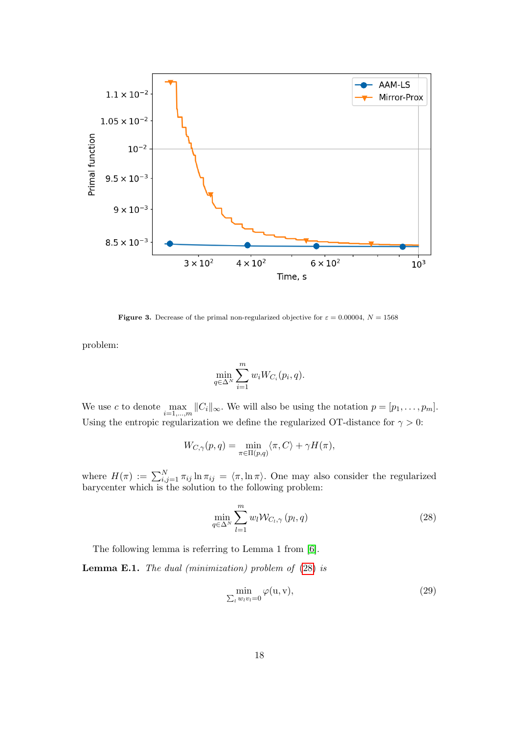Figure 3. Decrease of the primal non-regularized objective for $\varepsilon = 0.00004$, $N = 1568$

problem:

$$\min_{q\in\Delta^N} \sum_{i=1}^{m} w_i W_{C_i}(p_i, q).$$

We use $c$ to denote $\max_{i=1,\ldots,m} \|C_i\|_\infty$. We will also be using the notation $p = [p_1, \ldots, p_m]$. Using the entropic regularization we define the regularized OT-distance for $\gamma > 0$:

$$W_{C,\gamma}(p, q) = \min_{\pi\in\Pi(p,q)} \langle \pi, C\rangle + \gamma H(\pi),$$

where $H(\pi) := \sum_{i,j=1}^{N} \pi_{ij} \ln \pi_{ij} = \langle \pi, \ln \pi\rangle$. One may also consider the regularized barycenter which is the solution to the following problem:

$$\min_{q\in\Delta^N} \sum_{l=1}^{m} w_l \mathcal{W}_{C_l,\gamma}(p_l, q) \tag{28}$$

The following lemma is referring to Lemma 1 from [6].

**Lemma E.1.** *The dual (minimization) problem of* (28) *is*

$$\min_{\sum_i w_l v_l = 0} \varphi(\mathrm{u}, \mathrm{v}), \tag{29}$$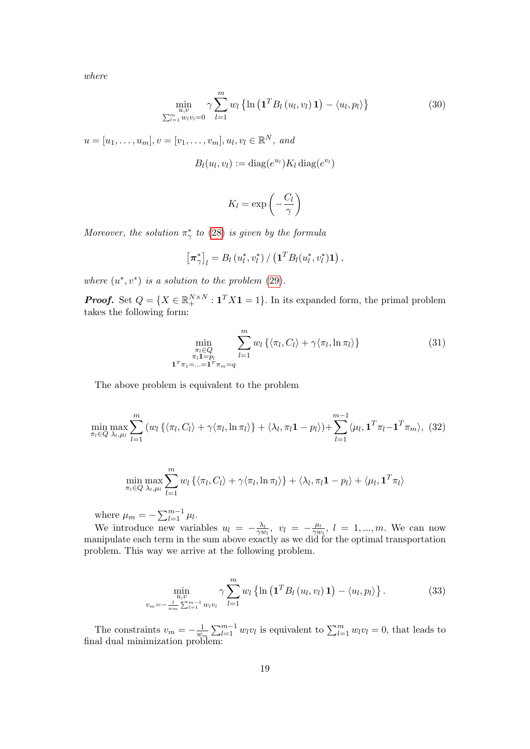*where*

$$\min_{\substack{u,v \\ \sum_{l=1}^m w_l v_l = 0}} \quad \gamma \sum_{l=1}^m w_l \left\{ \ln \left( \mathbf{1}^T B_l \left( u_l, v_l \right) \mathbf{1} \right) - \langle u_l, p_l \rangle \right\} \tag{30}$$

$u = [u_1, \ldots, u_m], v = [v_1, \ldots, v_m], u_l, v_l \in \mathbb{R}^N$, *and*

$$B_l(u_l, v_l) := \operatorname{diag}(e^{u_l}) K_l \operatorname{diag}(e^{v_l})$$

$$K_l = \exp\left( -\frac{C_l}{\gamma} \right)$$

*Moreover, the solution* $\pi_\gamma^*$ *to* (28) *is given by the formula*

$$\left[ \boldsymbol{\pi}_\gamma^* \right]_l = B_l \left( u_l^*, v_l^* \right) / \left( \mathbf{1}^T B_l(u_l^*, v_l^*) \mathbf{1} \right),$$

*where* $(u^*, v^*)$ *is a solution to the problem* (29).

***Proof.*** Set $Q = \{X \in \mathbb{R}_+^{N \times N} : \mathbf{1}^T X \mathbf{1} = 1\}$. In its expanded form, the primal problem takes the following form:

$$\min_{\substack{\pi_l \in Q \\ \pi_l \mathbf{1} = p_l \\ \mathbf{1}^T \pi_1 = \ldots = \mathbf{1}^T \pi_m = q}} \quad \sum_{l=1}^m w_l \left\{ \langle \pi_l, C_l \rangle + \gamma \langle \pi_l, \ln \pi_l \rangle \right\} \tag{31}$$

The above problem is equivalent to the problem

$$\min_{\pi_l \in Q} \max_{\lambda_l, \mu_l} \sum_{l=1}^m \left( w_l \left\{ \langle \pi_l, C_l \rangle + \gamma \langle \pi_l, \ln \pi_l \rangle \right\} + \langle \lambda_l, \pi_l \mathbf{1} - p_l \rangle \right) + \sum_{l=1}^{m-1} \langle \mu_l, \mathbf{1}^T \pi_l - \mathbf{1}^T \pi_m \rangle, \tag{32}$$

$$\min_{\pi_l \in Q} \max_{\lambda_l, \mu_l} \sum_{l=1}^m w_l \left\{ \langle \pi_l, C_l \rangle + \gamma \langle \pi_l, \ln \pi_l \rangle \right\} + \langle \lambda_l, \pi_l \mathbf{1} - p_l \rangle + \langle \mu_l, \mathbf{1}^T \pi_l \rangle$$

where $\mu_m = -\sum_{l=1}^{m-1} \mu_l$.

We introduce new variables $u_l = -\frac{\lambda_l}{\gamma w_l}$, $v_l = -\frac{\mu_l}{\gamma w_l}$, $l = 1, ..., m$. We can now manipulate each term in the sum above exactly as we did for the optimal transportation problem. This way we arrive at the following problem.

$$\min_{\substack{u,v \\ v_m = -\frac{1}{w_m} \sum_{l=1}^{m-1} w_l v_l}} \quad \gamma \sum_{l=1}^m w_l \left\{ \ln \left( \mathbf{1}^T B_l \left( u_l, v_l \right) \mathbf{1} \right) - \langle u_l, p_l \rangle \right\}. \tag{33}$$

The constraints $v_m = -\frac{1}{w_m} \sum_{l=1}^{m-1} w_l v_l$ is equivalent to $\sum_{l=1}^m w_l v_l = 0$, that leads to final dual minimization problem: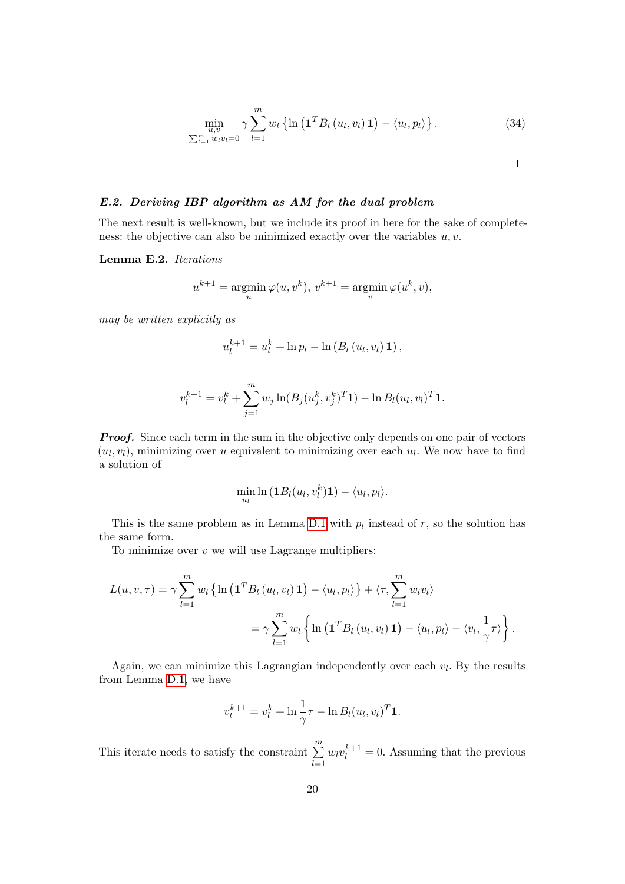$$\min_{\substack{u,v \\ \sum_{l=1}^m w_l v_l = 0}} \gamma \sum_{l=1}^m w_l \left\{ \ln\left(\mathbf{1}^T B_l\left(u_l, v_l\right) \mathbf{1}\right) - \langle u_l, p_l \rangle \right\}. \tag{34}$$

□

### *E.2. Deriving IBP algorithm as AM for the dual problem*

The next result is well-known, but we include its proof in here for the sake of completeness: the objective can also be minimized exactly over the variables $u, v$.

**Lemma E.2.** *Iterations*

$$u^{k+1} = \operatorname*{argmin}_u \varphi(u, v^k),\ v^{k+1} = \operatorname*{argmin}_v \varphi(u^k, v),$$

*may be written explicitly as*

$$u_l^{k+1} = u_l^k + \ln p_l - \ln\left(B_l\left(u_l, v_l\right)\mathbf{1}\right),$$

$$v_l^{k+1} = v_l^k + \sum_{j=1}^m w_j \ln(B_j(u_j^k, v_j^k)^T 1) - \ln B_l(u_l, v_l)^T \mathbf{1}.$$

***Proof.*** Since each term in the sum in the objective only depends on one pair of vectors $(u_l, v_l)$, minimizing over $u$ equivalent to minimizing over each $u_l$. We now have to find a solution of

$$\min_{u_l} \ln\left(\mathbf{1} B_l(u_l, v_l^k)\mathbf{1}\right) - \langle u_l, p_l \rangle.$$

This is the same problem as in Lemma D.1 with $p_l$ instead of $r$, so the solution has the same form.

To minimize over $v$ we will use Lagrange multipliers:

$$L(u, v, \tau) = \gamma \sum_{l=1}^m w_l \left\{ \ln\left(\mathbf{1}^T B_l\left(u_l, v_l\right)\mathbf{1}\right) - \langle u_l, p_l \rangle \right\} + \langle \tau, \sum_{l=1}^m w_l v_l \rangle$$
$$= \gamma \sum_{l=1}^m w_l \left\{ \ln\left(\mathbf{1}^T B_l\left(u_l, v_l\right)\mathbf{1}\right) - \langle u_l, p_l \rangle - \langle v_l, \frac{1}{\gamma}\tau \rangle \right\}.$$

Again, we can minimize this Lagrangian independently over each $v_l$. By the results from Lemma D.1, we have

$$v_l^{k+1} = v_l^k + \ln \frac{1}{\gamma}\tau - \ln B_l(u_l, v_l)^T \mathbf{1}.$$

This iterate needs to satisfy the constraint $\sum_{l=1}^m w_l v_l^{k+1} = 0$. Assuming that the previous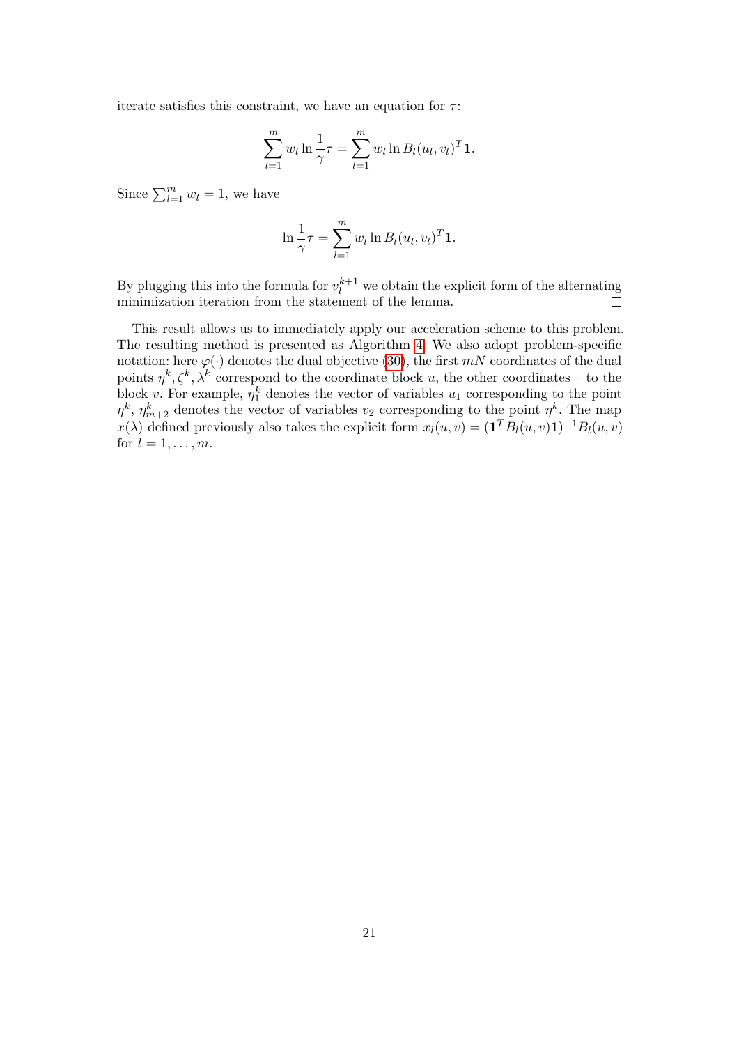iterate satisfies this constraint, we have an equation for $\tau$:

$$\sum_{l=1}^{m} w_l \ln \frac{1}{\gamma}\tau = \sum_{l=1}^{m} w_l \ln B_l(u_l, v_l)^T \mathbf{1}.$$

Since $\sum_{l=1}^{m} w_l = 1$, we have

$$\ln \frac{1}{\gamma}\tau = \sum_{l=1}^{m} w_l \ln B_l(u_l, v_l)^T \mathbf{1}.$$

By plugging this into the formula for $v_l^{k+1}$ we obtain the explicit form of the alternating minimization iteration from the statement of the lemma. $\square$

This result allows us to immediately apply our acceleration scheme to this problem. The resulting method is presented as Algorithm 4. We also adopt problem-specific notation: here $\varphi(\cdot)$ denotes the dual objective (30), the first $mN$ coordinates of the dual points $\eta^k, \zeta^k, \lambda^k$ correspond to the coordinate block $u$, the other coordinates – to the block $v$. For example, $\eta_1^k$ denotes the vector of variables $u_1$ corresponding to the point $\eta^k$, $\eta_{m+2}^k$ denotes the vector of variables $v_2$ corresponding to the point $\eta^k$. The map $x(\lambda)$ defined previously also takes the explicit form $x_l(u, v) = (\mathbf{1}^T B_l(u, v)\mathbf{1})^{-1} B_l(u, v)$ for $l = 1, \dots, m$.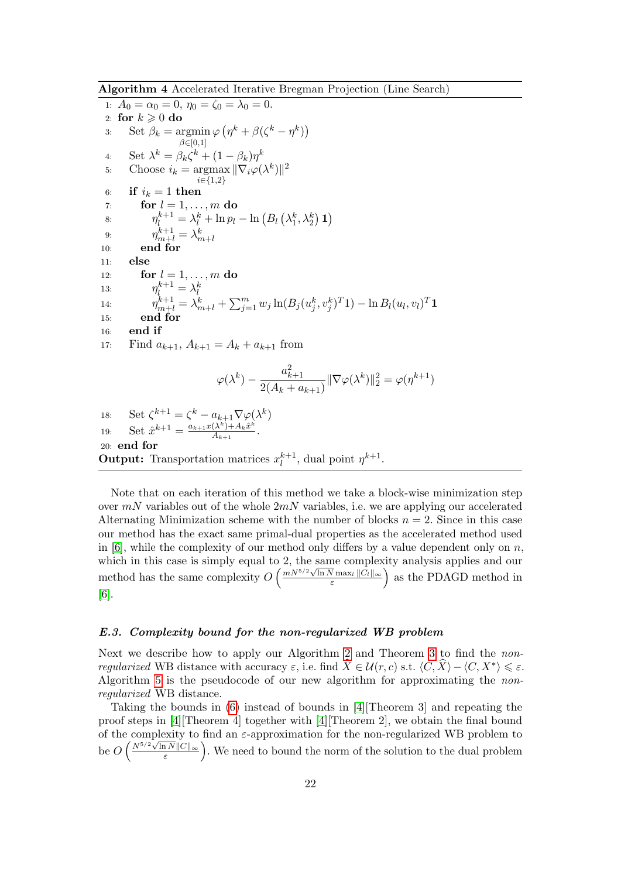**Algorithm 4** Accelerated Iterative Bregman Projection (Line Search)

```
1:  A_0 = α_0 = 0, η_0 = ζ_0 = λ_0 = 0.
2:  for k ⩾ 0 do
3:     Set β_k = argmin_{β∈[0,1]} φ(η^k + β(ζ^k − η^k))
4:     Set λ^k = β_k ζ^k + (1 − β_k) η^k
5:     Choose i_k = argmax_{i∈{1,2}} ‖∇_i φ(λ^k)‖^2
6:     if i_k = 1 then
7:        for l = 1, ..., m do
8:           η_l^{k+1} = λ_l^k + ln p_l − ln(B_l(λ_1^k, λ_2^k) 1)
9:           η_{m+l}^{k+1} = λ_{m+l}^k
10:       end for
11:    else
12:       for l = 1, ..., m do
13:          η_l^{k+1} = λ_l^k
14:          η_{m+l}^{k+1} = λ_{m+l}^k + Σ_{j=1}^m w_j ln(B_j(u_j^k, v_j^k)^T 1) − ln B_l(u_l, v_l)^T 1
15:       end for
16:    end if
17:    Find a_{k+1}, A_{k+1} = A_k + a_{k+1} from
```

$$\varphi(\lambda^k) - \frac{a_{k+1}^2}{2(A_k + a_{k+1})}\|\nabla\varphi(\lambda^k)\|_2^2 = \varphi(\eta^{k+1})$$

```
18:    Set ζ^{k+1} = ζ^k − a_{k+1} ∇φ(λ^k)
19:    Set x̂^{k+1} = (a_{k+1} x(λ^k) + A_k x̂^k) / A_{k+1}.
20: end for
```

**Output:** Transportation matrices $x_l^{k+1}$, dual point $\eta^{k+1}$.

Note that on each iteration of this method we take a block-wise minimization step over $mN$ variables out of the whole $2mN$ variables, i.e. we are applying our accelerated Alternating Minimization scheme with the number of blocks $n = 2$. Since in this case our method has the exact same primal-dual properties as the accelerated method used in [6], while the complexity of our method only differs by a value dependent only on $n$, which in this case is simply equal to 2, the same complexity analysis applies and our method has the same complexity $O\left(\frac{mN^{5/2}\sqrt{\ln N}\max_l \|C_l\|_\infty}{\varepsilon}\right)$ as the PDAGD method in [6].

### *E.3. Complexity bound for the non-regularized WB problem*

Next we describe how to apply our Algorithm 2 and Theorem 3 to find the *non-regularized* WB distance with accuracy $\varepsilon$, i.e. find $\widehat{X} \in \mathcal{U}(r,c)$ s.t. $\langle C, \widehat{X}\rangle - \langle C, X^*\rangle \leqslant \varepsilon$. Algorithm 5 is the pseudocode of our new algorithm for approximating the *non-regularized* WB distance.

Taking the bounds in (6) instead of bounds in [4][Theorem 3] and repeating the proof steps in [4][Theorem 4] together with [4][Theorem 2], we obtain the final bound of the complexity to find an $\varepsilon$-approximation for the non-regularized WB problem to be $O\left(\frac{N^{5/2}\sqrt{\ln N}\|C\|_\infty}{\varepsilon}\right)$. We need to bound the norm of the solution to the dual problem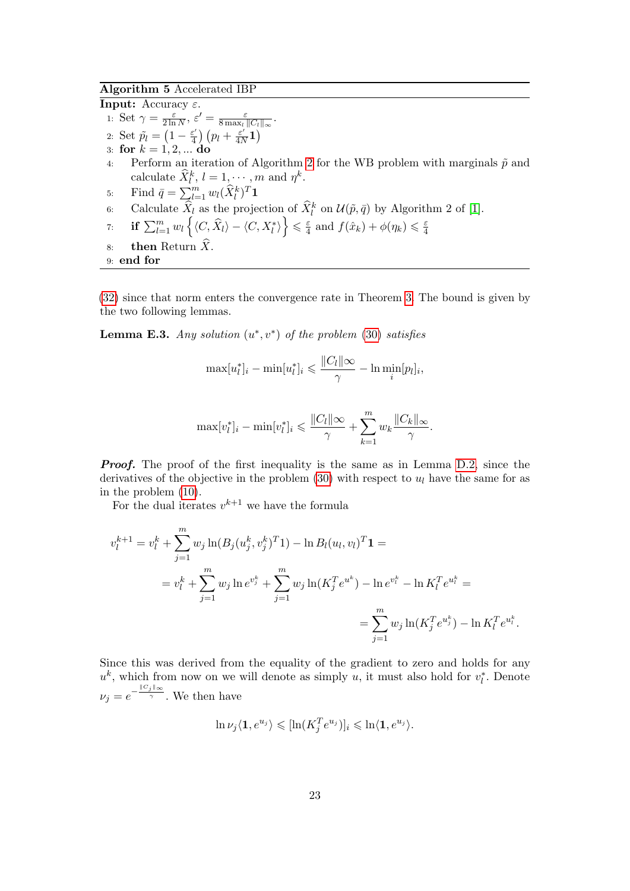**Algorithm 5** Accelerated IBP

**Input:** Accuracy $\varepsilon$.

1: Set $\gamma = \frac{\varepsilon}{2\ln N}$, $\varepsilon' = \frac{\varepsilon}{8\max_l \|C_l\|_\infty}$.

2: Set $\tilde{p}_l = \left(1 - \frac{\varepsilon'}{4}\right)\left(p_l + \frac{\varepsilon'}{4N}\mathbf{1}\right)$

3: **for** $k = 1, 2, ...$ **do**

4: Perform an iteration of Algorithm 2 for the WB problem with marginals $\tilde{p}$ and calculate $\widehat{X}_l^k$, $l = 1, \cdots, m$ and $\eta^k$.

5: Find $\bar{q} = \sum_{l=1}^m w_l (\widehat{X}_l^k)^T \mathbf{1}$

6: Calculate $\widehat{X}_l$ as the projection of $\widehat{X}_l^k$ on $\mathcal{U}(\tilde{p}, \bar{q})$ by Algorithm 2 of [1].

7: **if** $\sum_{l=1}^m w_l \left\{ \langle C, \widehat{X}_l \rangle - \langle C, X_l^* \rangle \right\} \leqslant \frac{\varepsilon}{4}$ and $f(\hat{x}_k) + \phi(\eta_k) \leqslant \frac{\varepsilon}{4}$

8: **then** Return $\widehat{X}$.

9: **end for**

(32) since that norm enters the convergence rate in Theorem 3. The bound is given by the two following lemmas.

**Lemma E.3.** *Any solution $(u^*, v^*)$ of the problem (30) satisfies*

$$\max[u_l^*]_i - \min[u_l^*]_i \leqslant \frac{\|C_l\|\infty}{\gamma} - \ln \min_i [p_l]_i,$$

$$\max[v_l^*]_i - \min[v_l^*]_i \leqslant \frac{\|C_l\|\infty}{\gamma} + \sum_{k=1}^m w_k \frac{\|C_k\|_\infty}{\gamma}.$$

***Proof.*** The proof of the first inequality is the same as in Lemma D.2, since the derivatives of the objective in the problem (30) with respect to $u_l$ have the same for as in the problem (10).

For the dual iterates $v^{k+1}$ we have the formula

$$\begin{aligned}
v_l^{k+1} = v_l^k + \sum_{j=1}^m w_j \ln(B_j(u_j^k, v_j^k)^T 1) - \ln B_l(u_l, v_l)^T \mathbf{1} = \\
= v_l^k + \sum_{j=1}^m w_j \ln e^{v_j^k} + \sum_{j=1}^m w_j \ln(K_j^T e^{u^k}) - \ln e^{v_l^k} - \ln K_l^T e^{u_l^k} = \\
= \sum_{j=1}^m w_j \ln(K_j^T e^{u_j^k}) - \ln K_l^T e^{u_l^k}.
\end{aligned}$$

Since this was derived from the equality of the gradient to zero and holds for any $u^k$, which from now on we will denote as simply $u$, it must also hold for $v_l^*$. Denote $\nu_j = e^{-\frac{\|C_j\|_\infty}{\gamma}}$. We then have

$$\ln \nu_j \langle \mathbf{1}, e^{u_j} \rangle \leqslant [\ln(K_j^T e^{u_j})]_i \leqslant \ln \langle \mathbf{1}, e^{u_j} \rangle.$$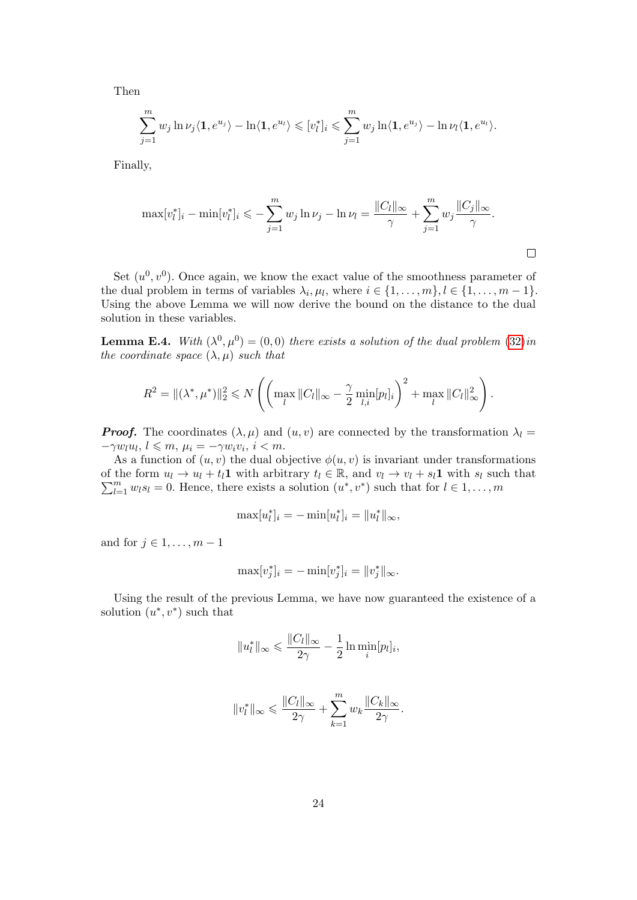Then

$$\sum_{j=1}^{m} w_j \ln \nu_j \langle \mathbf{1}, e^{u_j} \rangle - \ln \langle \mathbf{1}, e^{u_l} \rangle \leqslant [v_l^*]_i \leqslant \sum_{j=1}^{m} w_j \ln \langle \mathbf{1}, e^{u_j} \rangle - \ln \nu_l \langle \mathbf{1}, e^{u_l} \rangle.$$

Finally,

$$\max [v_l^*]_i - \min [v_l^*]_i \leqslant - \sum_{j=1}^{m} w_j \ln \nu_j - \ln \nu_l = \frac{\|C_l\|_\infty}{\gamma} + \sum_{j=1}^{m} w_j \frac{\|C_j\|_\infty}{\gamma}.$$

□

Set $(u^0, v^0)$. Once again, we know the exact value of the smoothness parameter of the dual problem in terms of variables $\lambda_i, \mu_l$, where $i \in \{1, \ldots, m\}, l \in \{1, \ldots, m-1\}$. Using the above Lemma we will now derive the bound on the distance to the dual solution in these variables.

**Lemma E.4.** *With $(\lambda^0, \mu^0) = (0, 0)$ there exists a solution of the dual problem (32) in the coordinate space $(\lambda, \mu)$ such that*

$$R^2 = \|(\lambda^*, \mu^*)\|_2^2 \leqslant N \left( \left( \max_l \|C_l\|_\infty - \frac{\gamma}{2} \min_{l,i} [p_l]_i \right)^2 + \max_l \|C_l\|_\infty^2 \right).$$

***Proof.*** The coordinates $(\lambda, \mu)$ and $(u, v)$ are connected by the transformation $\lambda_l = -\gamma w_l u_l$, $l \leqslant m$, $\mu_i = -\gamma w_i v_i$, $i < m$.

As a function of $(u, v)$ the dual objective $\phi(u, v)$ is invariant under transformations of the form $u_l \to u_l + t_l \mathbf{1}$ with arbitrary $t_l \in \mathbb{R}$, and $v_l \to v_l + s_l \mathbf{1}$ with $s_l$ such that $\sum_{l=1}^{m} w_l s_l = 0$. Hence, there exists a solution $(u^*, v^*)$ such that for $l \in 1, \ldots, m$

$$\max [u_l^*]_i = - \min [u_l^*]_i = \|u_l^*\|_\infty,$$

and for $j \in 1, \ldots, m-1$

$$\max [v_j^*]_i = - \min [v_j^*]_i = \|v_j^*\|_\infty.$$

Using the result of the previous Lemma, we have now guaranteed the existence of a solution $(u^*, v^*)$ such that

$$\|u_l^*\|_\infty \leqslant \frac{\|C_l\|_\infty}{2\gamma} - \frac{1}{2} \ln \min_i [p_l]_i,$$

$$\|v_l^*\|_\infty \leqslant \frac{\|C_l\|_\infty}{2\gamma} + \sum_{k=1}^{m} w_k \frac{\|C_k\|_\infty}{2\gamma}.$$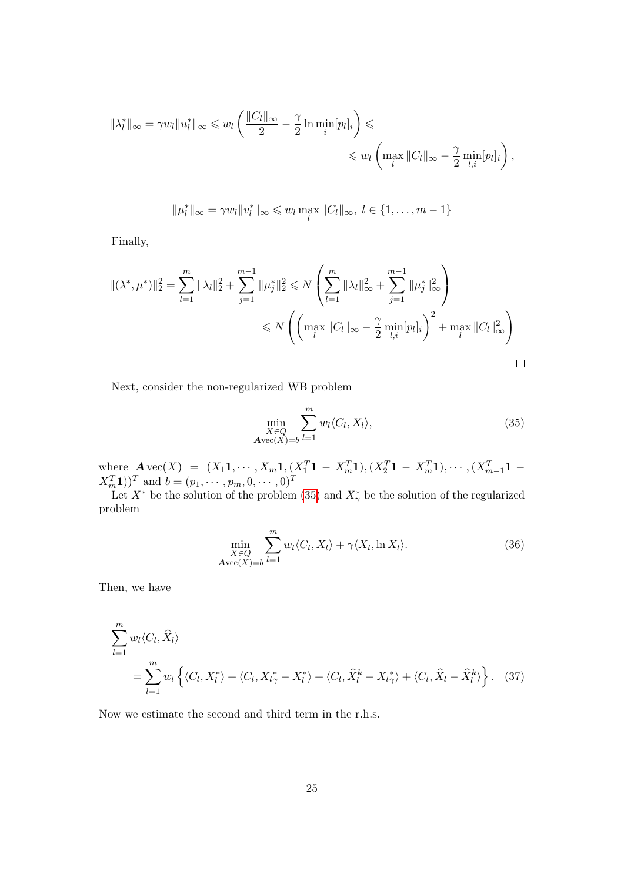$$
\begin{aligned}
\|\lambda_l^*\|_\infty = \gamma w_l \|u_l^*\|_\infty \leqslant w_l \left( \frac{\|C_l\|_\infty}{2} - \frac{\gamma}{2} \ln \min_i [p_l]_i \right) \leqslant \\
\leqslant w_l \left( \max_l \|C_l\|_\infty - \frac{\gamma}{2} \min_{l,i} [p_l]_i \right),
\end{aligned}
$$

$$
\|\mu_l^*\|_\infty = \gamma w_l \|v_l^*\|_\infty \leqslant w_l \max_l \|C_l\|_\infty, \; l \in \{1, \dots, m-1\}
$$

Finally,

$$
\begin{aligned}
\|(\lambda^*, \mu^*)\|_2^2 = \sum_{l=1}^m \|\lambda_l\|_2^2 + \sum_{j=1}^{m-1} \|\mu_j^*\|_2^2 \leqslant N \left( \sum_{l=1}^m \|\lambda_l\|_\infty^2 + \sum_{j=1}^{m-1} \|\mu_j^*\|_\infty^2 \right) \\
\leqslant N \left( \left( \max_l \|C_l\|_\infty - \frac{\gamma}{2} \min_{l,i} [p_l]_i \right)^2 + \max_l \|C_l\|_\infty^2 \right)
\end{aligned}
$$

□

Next, consider the non-regularized WB problem

$$
\min_{\substack{X \in Q \\ \boldsymbol{A} \operatorname{vec}(X) = b}} \sum_{l=1}^m w_l \langle C_l, X_l \rangle, \tag{35}
$$

where $\boldsymbol{A} \operatorname{vec}(X) = (X_1 \mathbf{1}, \cdots, X_m \mathbf{1}, (X_1^T \mathbf{1} - X_m^T \mathbf{1}), (X_2^T \mathbf{1} - X_m^T \mathbf{1}), \cdots, (X_{m-1}^T \mathbf{1} - X_m^T \mathbf{1}))^T$ and $b = (p_1, \cdots, p_m, 0, \cdots, 0)^T$

Let $X^*$ be the solution of the problem (35) and $X_\gamma^*$ be the solution of the regularized problem

$$
\min_{\substack{X \in Q \\ \boldsymbol{A} \operatorname{vec}(X) = b}} \sum_{l=1}^m w_l \langle C_l, X_l \rangle + \gamma \langle X_l, \ln X_l \rangle. \tag{36}
$$

Then, we have

$$
\begin{aligned}
&\sum_{l=1}^m w_l \langle C_l, \widehat{X}_l \rangle \\
&\quad = \sum_{l=1}^m w_l \left\{ \langle C_l, X_l^* \rangle + \langle C_l, X_{l\gamma}^* - X_l^* \rangle + \langle C_l, \widehat{X}_l^k - X_{l\gamma}^* \rangle + \langle C_l, \widehat{X}_l - \widehat{X}_l^k \rangle \right\}.
\end{aligned} \tag{37}
$$

Now we estimate the second and third term in the r.h.s.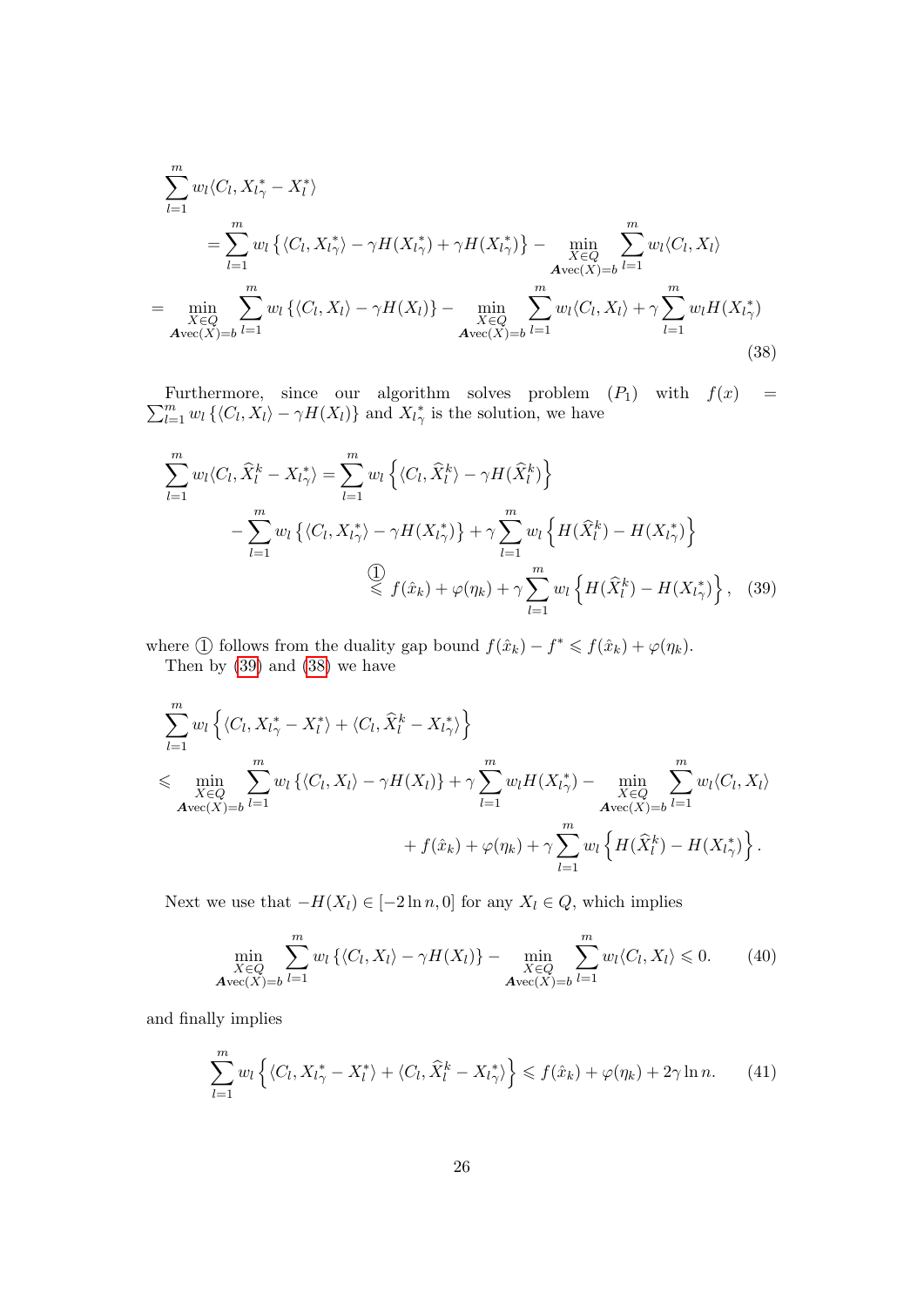$$
\begin{aligned}
&\sum_{l=1}^{m} w_l \langle C_l, X_{l_\gamma}^* - X_l^* \rangle \\
&\quad = \sum_{l=1}^{m} w_l \left\{ \langle C_l, X_{l_\gamma}^* \rangle - \gamma H(X_{l_\gamma}^*) + \gamma H(X_{l_\gamma}^*) \right\} - \min_{\substack{X \in Q \\ \boldsymbol{A}\mathrm{vec}(X) = b}} \sum_{l=1}^{m} w_l \langle C_l, X_l \rangle \\
&= \min_{\substack{X \in Q \\ \boldsymbol{A}\mathrm{vec}(X) = b}} \sum_{l=1}^{m} w_l \left\{ \langle C_l, X_l \rangle - \gamma H(X_l) \right\} - \min_{\substack{X \in Q \\ \boldsymbol{A}\mathrm{vec}(X) = b}} \sum_{l=1}^{m} w_l \langle C_l, X_l \rangle + \gamma \sum_{l=1}^{m} w_l H(X_{l_\gamma}^*)
\end{aligned}
\tag{38}
$$

Furthermore, since our algorithm solves problem $(P_1)$ with $f(x) = \sum_{l=1}^m w_l \left\{ \langle C_l, X_l \rangle - \gamma H(X_l) \right\}$ and $X_{l_\gamma}^*$ is the solution, we have

$$
\begin{aligned}
\sum_{l=1}^{m} w_l \langle C_l, \widehat{X}_l^k - X_{l_\gamma}^* \rangle &= \sum_{l=1}^{m} w_l \left\{ \langle C_l, \widehat{X}_l^k \rangle - \gamma H(\widehat{X}_l^k) \right\} \\
&\quad - \sum_{l=1}^{m} w_l \left\{ \langle C_l, X_{l_\gamma}^* \rangle - \gamma H(X_{l_\gamma}^*) \right\} + \gamma \sum_{l=1}^{m} w_l \left\{ H(\widehat{X}_l^k) - H(X_{l_\gamma}^*) \right\} \\
&\overset{①}{\leqslant} f(\hat{x}_k) + \varphi(\eta_k) + \gamma \sum_{l=1}^{m} w_l \left\{ H(\widehat{X}_l^k) - H(X_{l_\gamma}^*) \right\},
\end{aligned}
\tag{39}
$$

where ① follows from the duality gap bound $f(\hat{x}_k) - f^* \leqslant f(\hat{x}_k) + \varphi(\eta_k)$.

Then by (39) and (38) we have

$$
\begin{aligned}
&\sum_{l=1}^{m} w_l \left\{ \langle C_l, X_{l_\gamma}^* - X_l^* \rangle + \langle C_l, \widehat{X}_l^k - X_{l_\gamma}^* \rangle \right\} \\
&\leqslant \min_{\substack{X \in Q \\ \boldsymbol{A}\mathrm{vec}(X) = b}} \sum_{l=1}^{m} w_l \left\{ \langle C_l, X_l \rangle - \gamma H(X_l) \right\} + \gamma \sum_{l=1}^{m} w_l H(X_{l_\gamma}^*) - \min_{\substack{X \in Q \\ \boldsymbol{A}\mathrm{vec}(X) = b}} \sum_{l=1}^{m} w_l \langle C_l, X_l \rangle \\
&\qquad + f(\hat{x}_k) + \varphi(\eta_k) + \gamma \sum_{l=1}^{m} w_l \left\{ H(\widehat{X}_l^k) - H(X_{l_\gamma}^*) \right\}.
\end{aligned}
$$

Next we use that $-H(X_l) \in [-2 \ln n, 0]$ for any $X_l \in Q$, which implies

$$
\min_{\substack{X \in Q \\ \boldsymbol{A}\mathrm{vec}(X) = b}} \sum_{l=1}^{m} w_l \left\{ \langle C_l, X_l \rangle - \gamma H(X_l) \right\} - \min_{\substack{X \in Q \\ \boldsymbol{A}\mathrm{vec}(X) = b}} \sum_{l=1}^{m} w_l \langle C_l, X_l \rangle \leqslant 0. \tag{40}
$$

and finally implies

$$
\sum_{l=1}^{m} w_l \left\{ \langle C_l, X_{l_\gamma}^* - X_l^* \rangle + \langle C_l, \widehat{X}_l^k - X_{l_\gamma}^* \rangle \right\} \leqslant f(\hat{x}_k) + \varphi(\eta_k) + 2\gamma \ln n. \tag{41}
$$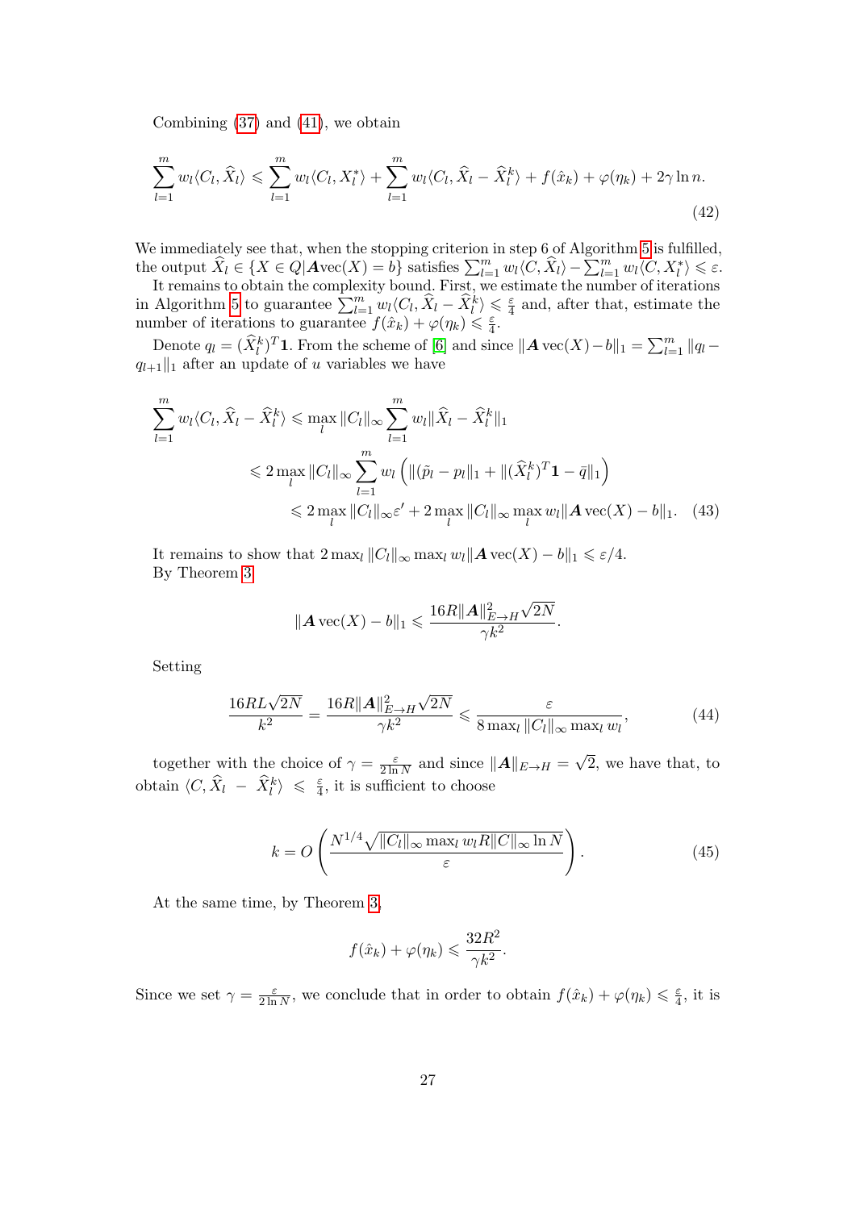Combining (37) and (41), we obtain

$$\sum_{l=1}^{m} w_l \langle C_l, \widehat{X}_l \rangle \leqslant \sum_{l=1}^{m} w_l \langle C_l, X_l^* \rangle + \sum_{l=1}^{m} w_l \langle C_l, \widehat{X}_l - \widehat{X}_l^k \rangle + f(\hat{x}_k) + \varphi(\eta_k) + 2\gamma \ln n. \tag{42}$$

We immediately see that, when the stopping criterion in step 6 of Algorithm 5 is fulfilled, the output $\widehat{X}_l \in \{X \in Q | \boldsymbol{A}\text{vec}(X) = b\}$ satisfies $\sum_{l=1}^{m} w_l \langle C, \widehat{X}_l \rangle - \sum_{l=1}^{m} w_l \langle C, X_l^* \rangle \leqslant \varepsilon$.

It remains to obtain the complexity bound. First, we estimate the number of iterations in Algorithm 5 to guarantee $\sum_{l=1}^{m} w_l \langle C_l, \widehat{X}_l - \widehat{X}_l^k \rangle \leqslant \frac{\varepsilon}{4}$ and, after that, estimate the number of iterations to guarantee $f(\hat{x}_k) + \varphi(\eta_k) \leqslant \frac{\varepsilon}{4}$.

Denote $q_l = (\widehat{X}_l^k)^T \mathbf{1}$. From the scheme of [6] and since $\|\boldsymbol{A}\,\text{vec}(X) - b\|_1 = \sum_{l=1}^{m} \|q_l - q_{l+1}\|_1$ after an update of $u$ variables we have

$$\begin{aligned}
\sum_{l=1}^{m} w_l \langle C_l, \widehat{X}_l - \widehat{X}_l^k \rangle &\leqslant \max_l \|C_l\|_\infty \sum_{l=1}^{m} w_l \|\widehat{X}_l - \widehat{X}_l^k\|_1 \\
&\leqslant 2 \max_l \|C_l\|_\infty \sum_{l=1}^{m} w_l \left( \|(\tilde{p}_l - p_l\|_1 + \|(\widehat{X}_l^k)^T \mathbf{1} - \bar{q}\|_1 \right) \\
&\leqslant 2 \max_l \|C_l\|_\infty \varepsilon' + 2 \max_l \|C_l\|_\infty \max_l w_l \|\boldsymbol{A}\,\text{vec}(X) - b\|_1. \quad (43)
\end{aligned}$$

It remains to show that $2 \max_l \|C_l\|_\infty \max_l w_l \|\boldsymbol{A}\,\text{vec}(X) - b\|_1 \leqslant \varepsilon/4$.

By Theorem 3

$$\|\boldsymbol{A}\,\text{vec}(X) - b\|_1 \leqslant \frac{16R\|\boldsymbol{A}\|_{E\to H}^2 \sqrt{2N}}{\gamma k^2}.$$

Setting

$$\frac{16RL\sqrt{2N}}{k^2} = \frac{16R\|\boldsymbol{A}\|_{E\to H}^2 \sqrt{2N}}{\gamma k^2} \leqslant \frac{\varepsilon}{8 \max_l \|C_l\|_\infty \max_l w_l}, \tag{44}$$

together with the choice of $\gamma = \frac{\varepsilon}{2 \ln N}$ and since $\|\boldsymbol{A}\|_{E\to H} = \sqrt{2}$, we have that, to obtain $\langle C, \widehat{X}_l - \widehat{X}_l^k \rangle \leqslant \frac{\varepsilon}{4}$, it is sufficient to choose

$$k = O\left( \frac{N^{1/4} \sqrt{\|C_l\|_\infty \max_l w_l R \|C\|_\infty \ln N}}{\varepsilon} \right). \tag{45}$$

At the same time, by Theorem 3,

$$f(\hat{x}_k) + \varphi(\eta_k) \leqslant \frac{32R^2}{\gamma k^2}.$$

Since we set $\gamma = \frac{\varepsilon}{2 \ln N}$, we conclude that in order to obtain $f(\hat{x}_k) + \varphi(\eta_k) \leqslant \frac{\varepsilon}{4}$, it is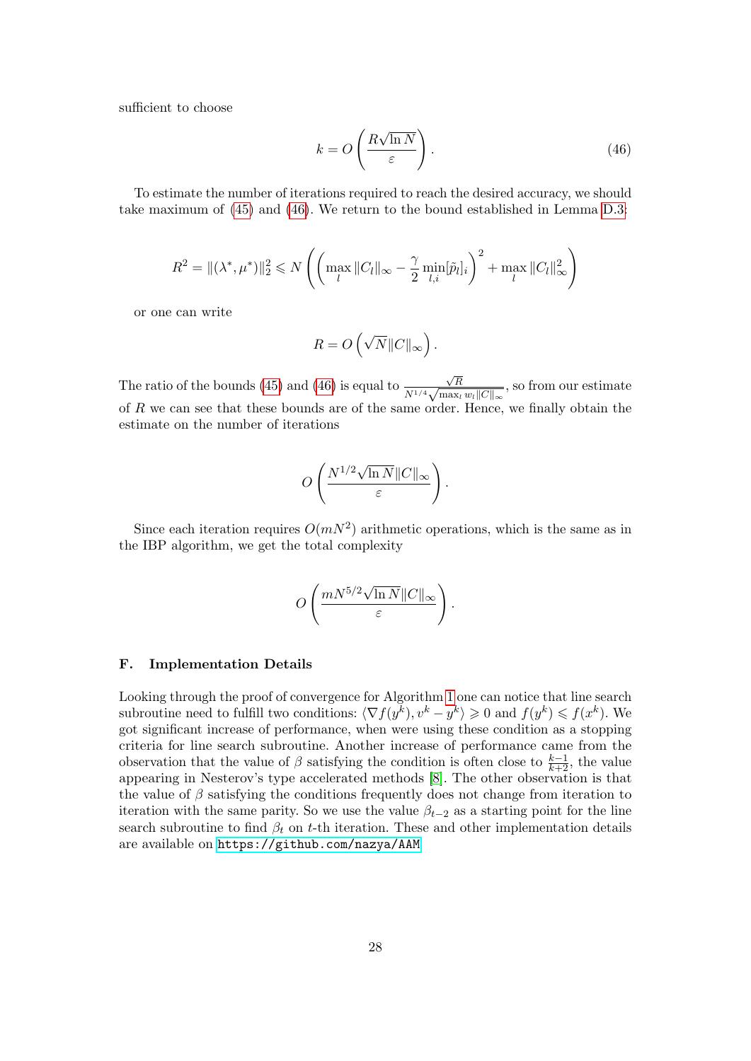sufficient to choose

$$
k = O\left(\frac{R\sqrt{\ln N}}{\varepsilon}\right). \tag{46}
$$

To estimate the number of iterations required to reach the desired accuracy, we should take maximum of (45) and (46). We return to the bound established in Lemma D.3:

$$
R^2 = \|(\lambda^*, \mu^*)\|_2^2 \leqslant N\left(\left(\max_l \|C_l\|_\infty - \frac{\gamma}{2}\min_{l,i}[\tilde{p}_l]_i\right)^2 + \max_l \|C_l\|_\infty^2\right)
$$

or one can write

$$
R = O\left(\sqrt{N}\|C\|_\infty\right).
$$

The ratio of the bounds (45) and (46) is equal to $\frac{\sqrt{R}}{N^{1/4}\sqrt{\max_l w_l \|C\|_\infty}}$, so from our estimate of $R$ we can see that these bounds are of the same order. Hence, we finally obtain the estimate on the number of iterations

$$
O\left(\frac{N^{1/2}\sqrt{\ln N}\|C\|_\infty}{\varepsilon}\right).
$$

Since each iteration requires $O(mN^2)$ arithmetic operations, which is the same as in the IBP algorithm, we get the total complexity

$$
O\left(\frac{mN^{5/2}\sqrt{\ln N}\|C\|_\infty}{\varepsilon}\right).
$$

## F. Implementation Details

Looking through the proof of convergence for Algorithm 1 one can notice that line search subroutine need to fulfill two conditions: $\langle \nabla f(y^k), v^k - y^k \rangle \geqslant 0$ and $f(y^k) \leqslant f(x^k)$. We got significant increase of performance, when were using these condition as a stopping criteria for line search subroutine. Another increase of performance came from the observation that the value of $\beta$ satisfying the condition is often close to $\frac{k-1}{k+2}$, the value appearing in Nesterov's type accelerated methods [8]. The other observation is that the value of $\beta$ satisfying the conditions frequently does not change from iteration to iteration with the same parity. So we use the value $\beta_{t-2}$ as a starting point for the line search subroutine to find $\beta_t$ on $t$-th iteration. These and other implementation details are available on https://github.com/nazya/AAM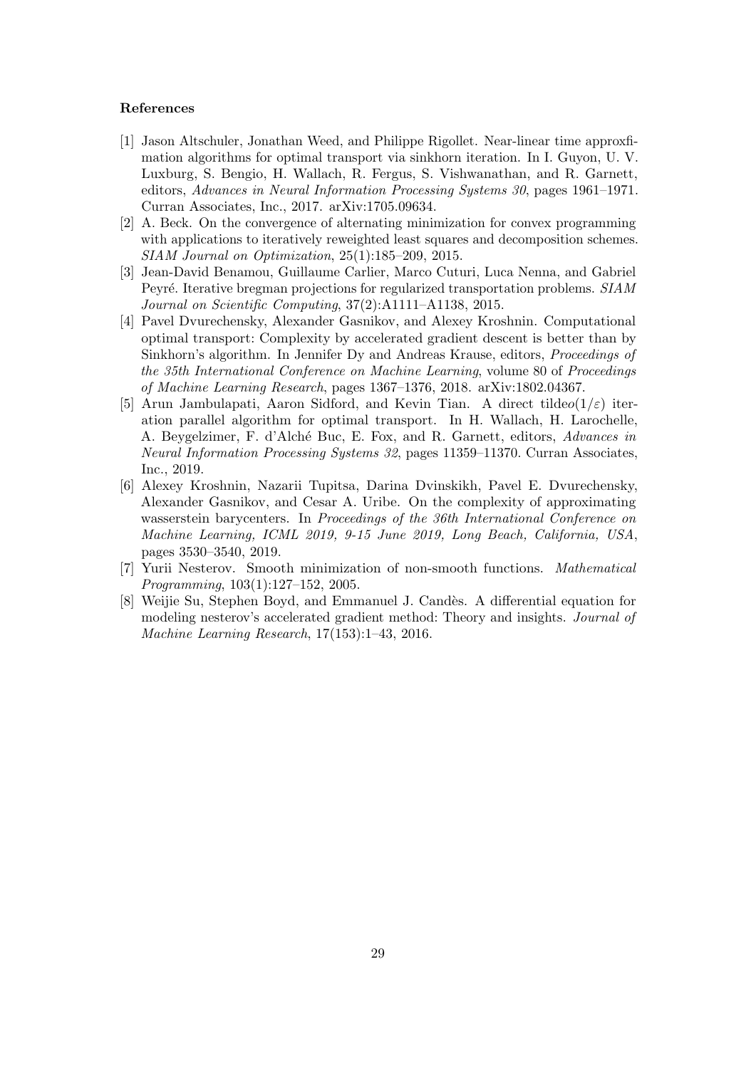### References

[1] Jason Altschuler, Jonathan Weed, and Philippe Rigollet. Near-linear time approxfimation algorithms for optimal transport via sinkhorn iteration. In I. Guyon, U. V. Luxburg, S. Bengio, H. Wallach, R. Fergus, S. Vishwanathan, and R. Garnett, editors, *Advances in Neural Information Processing Systems 30*, pages 1961–1971. Curran Associates, Inc., 2017. arXiv:1705.09634.

[2] A. Beck. On the convergence of alternating minimization for convex programming with applications to iteratively reweighted least squares and decomposition schemes. *SIAM Journal on Optimization*, 25(1):185–209, 2015.

[3] Jean-David Benamou, Guillaume Carlier, Marco Cuturi, Luca Nenna, and Gabriel Peyré. Iterative bregman projections for regularized transportation problems. *SIAM Journal on Scientific Computing*, 37(2):A1111–A1138, 2015.

[4] Pavel Dvurechensky, Alexander Gasnikov, and Alexey Kroshnin. Computational optimal transport: Complexity by accelerated gradient descent is better than by Sinkhorn's algorithm. In Jennifer Dy and Andreas Krause, editors, *Proceedings of the 35th International Conference on Machine Learning*, volume 80 of *Proceedings of Machine Learning Research*, pages 1367–1376, 2018. arXiv:1802.04367.

[5] Arun Jambulapati, Aaron Sidford, and Kevin Tian. A direct tildeo$(1/\varepsilon)$ iteration parallel algorithm for optimal transport. In H. Wallach, H. Larochelle, A. Beygelzimer, F. d'Alché Buc, E. Fox, and R. Garnett, editors, *Advances in Neural Information Processing Systems 32*, pages 11359–11370. Curran Associates, Inc., 2019.

[6] Alexey Kroshnin, Nazarii Tupitsa, Darina Dvinskikh, Pavel E. Dvurechensky, Alexander Gasnikov, and Cesar A. Uribe. On the complexity of approximating wasserstein barycenters. In *Proceedings of the 36th International Conference on Machine Learning, ICML 2019, 9-15 June 2019, Long Beach, California, USA*, pages 3530–3540, 2019.

[7] Yurii Nesterov. Smooth minimization of non-smooth functions. *Mathematical Programming*, 103(1):127–152, 2005.

[8] Weijie Su, Stephen Boyd, and Emmanuel J. Candès. A differential equation for modeling nesterov's accelerated gradient method: Theory and insights. *Journal of Machine Learning Research*, 17(153):1–43, 2016.